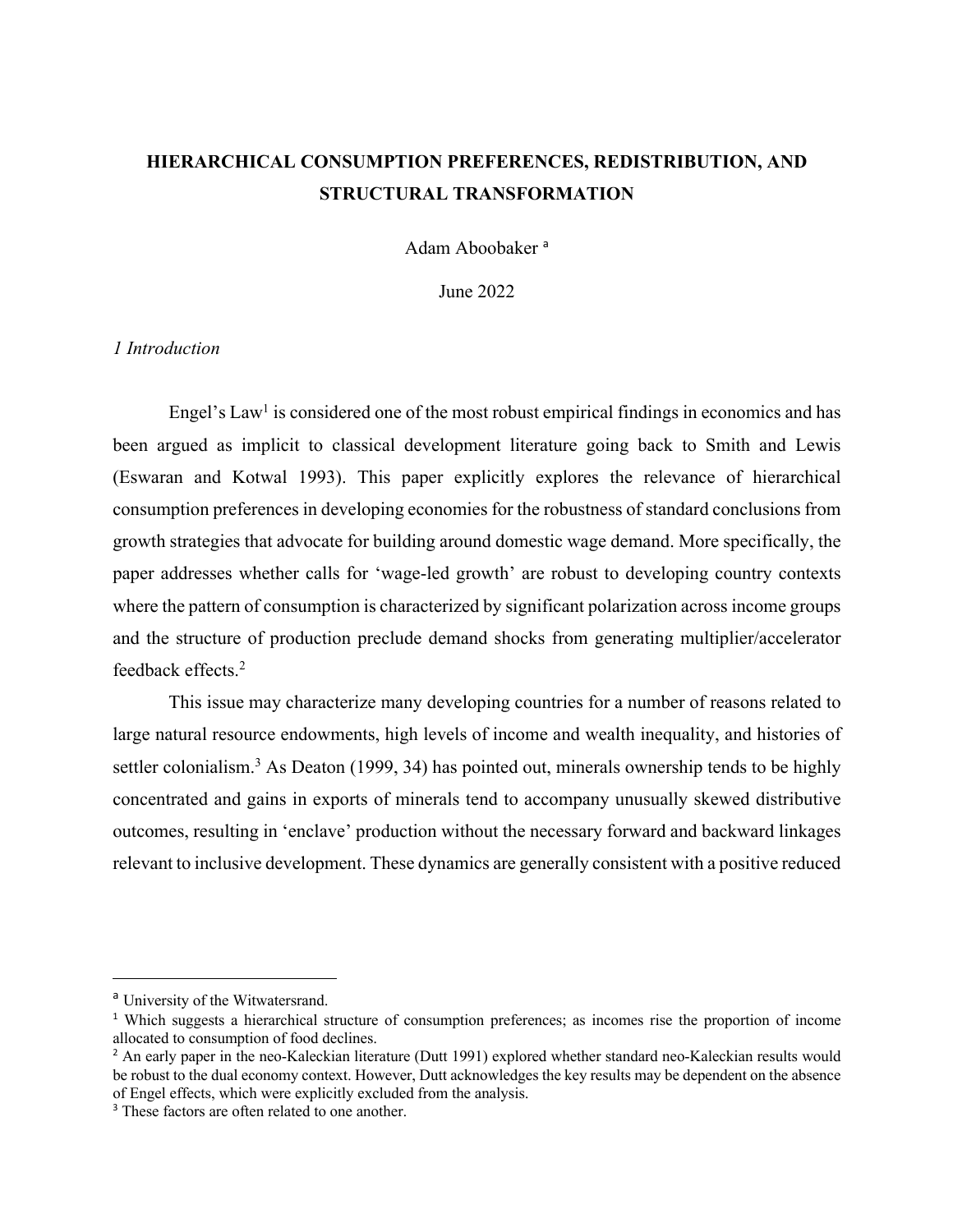# HIERARCHICAL CONSUMPTION PREFERENCES, REDISTRIBUTION, AND STRUCTURAL TRANSFORMATION

Adam Aboobaker [a]

June 2022

*1 Introduction*

Engel's Law[1] is considered one of the most robust empirical findings in economics and has been argued as implicit to classical development literature going back to Smith and Lewis (Eswaran and Kotwal 1993). This paper explicitly explores the relevance of hierarchical consumption preferences in developing economies for the robustness of standard conclusions from growth strategies that advocate for building around domestic wage demand. More specifically, the paper addresses whether calls for 'wage-led growth' are robust to developing country contexts where the pattern of consumption is characterized by significant polarization across income groups and the structure of production preclude demand shocks from generating multiplier/accelerator feedback effects.[2]

This issue may characterize many developing countries for a number of reasons related to large natural resource endowments, high levels of income and wealth inequality, and histories of settler colonialism.[3] As Deaton (1999, 34) has pointed out, minerals ownership tends to be highly concentrated and gains in exports of minerals tend to accompany unusually skewed distributive outcomes, resulting in 'enclave' production without the necessary forward and backward linkages relevant to inclusive development. These dynamics are generally consistent with a positive reduced

---

[a] University of the Witwatersrand.

[1] Which suggests a hierarchical structure of consumption preferences; as incomes rise the proportion of income allocated to consumption of food declines.

[2] An early paper in the neo-Kaleckian literature (Dutt 1991) explored whether standard neo-Kaleckian results would be robust to the dual economy context. However, Dutt acknowledges the key results may be dependent on the absence of Engel effects, which were explicitly excluded from the analysis.

[3] These factors are often related to one another.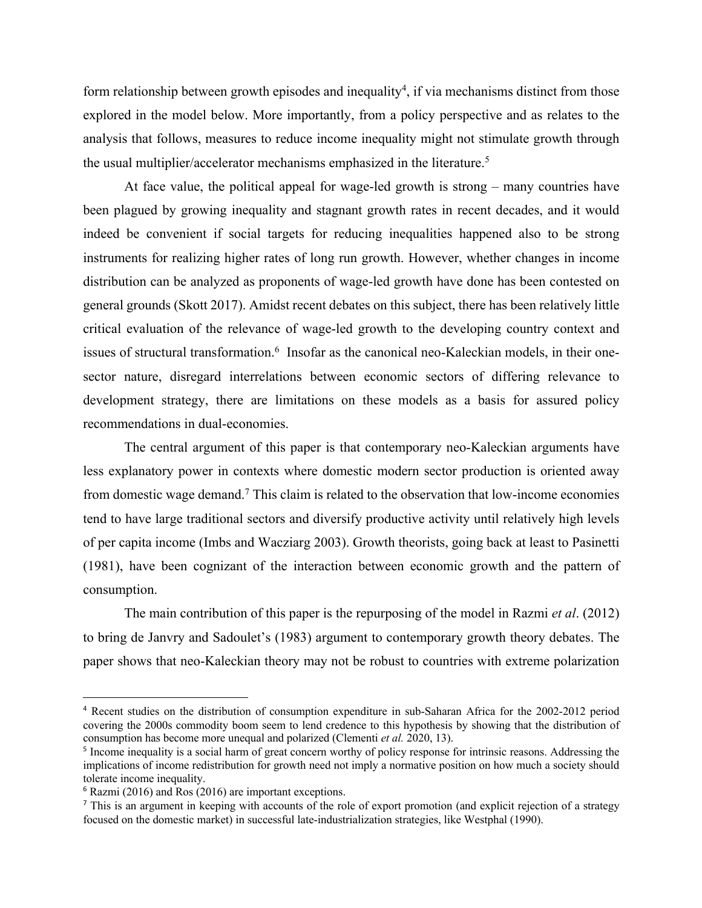form relationship between growth episodes and inequality[4], if via mechanisms distinct from those explored in the model below. More importantly, from a policy perspective and as relates to the analysis that follows, measures to reduce income inequality might not stimulate growth through the usual multiplier/accelerator mechanisms emphasized in the literature.[5]

At face value, the political appeal for wage-led growth is strong – many countries have been plagued by growing inequality and stagnant growth rates in recent decades, and it would indeed be convenient if social targets for reducing inequalities happened also to be strong instruments for realizing higher rates of long run growth. However, whether changes in income distribution can be analyzed as proponents of wage-led growth have done has been contested on general grounds (Skott 2017). Amidst recent debates on this subject, there has been relatively little critical evaluation of the relevance of wage-led growth to the developing country context and issues of structural transformation.[6] Insofar as the canonical neo-Kaleckian models, in their one-sector nature, disregard interrelations between economic sectors of differing relevance to development strategy, there are limitations on these models as a basis for assured policy recommendations in dual-economies.

The central argument of this paper is that contemporary neo-Kaleckian arguments have less explanatory power in contexts where domestic modern sector production is oriented away from domestic wage demand.[7] This claim is related to the observation that low-income economies tend to have large traditional sectors and diversify productive activity until relatively high levels of per capita income (Imbs and Wacziarg 2003). Growth theorists, going back at least to Pasinetti (1981), have been cognizant of the interaction between economic growth and the pattern of consumption.

The main contribution of this paper is the repurposing of the model in Razmi *et al*. (2012) to bring de Janvry and Sadoulet's (1983) argument to contemporary growth theory debates. The paper shows that neo-Kaleckian theory may not be robust to countries with extreme polarization

---

[4] Recent studies on the distribution of consumption expenditure in sub-Saharan Africa for the 2002-2012 period covering the 2000s commodity boom seem to lend credence to this hypothesis by showing that the distribution of consumption has become more unequal and polarized (Clementi *et al.* 2020, 13).

[5] Income inequality is a social harm of great concern worthy of policy response for intrinsic reasons. Addressing the implications of income redistribution for growth need not imply a normative position on how much a society should tolerate income inequality.

[6] Razmi (2016) and Ros (2016) are important exceptions.

[7] This is an argument in keeping with accounts of the role of export promotion (and explicit rejection of a strategy focused on the domestic market) in successful late-industrialization strategies, like Westphal (1990).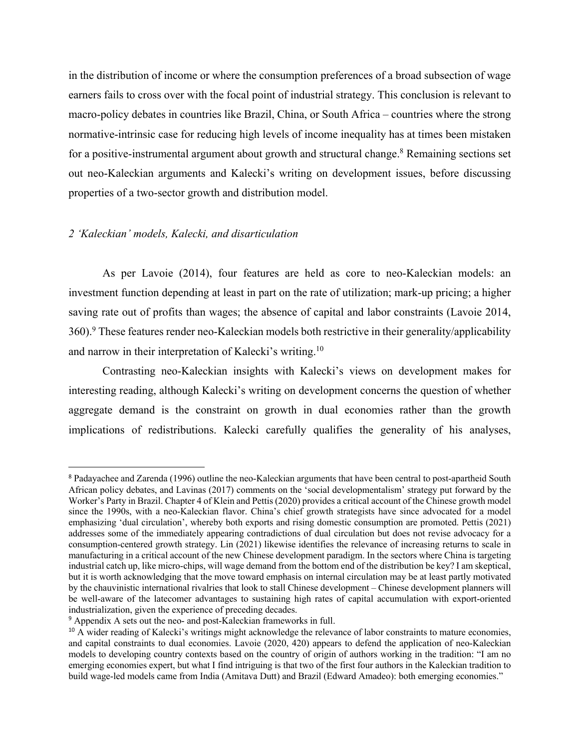in the distribution of income or where the consumption preferences of a broad subsection of wage earners fails to cross over with the focal point of industrial strategy. This conclusion is relevant to macro-policy debates in countries like Brazil, China, or South Africa – countries where the strong normative-intrinsic case for reducing high levels of income inequality has at times been mistaken for a positive-instrumental argument about growth and structural change.[8] Remaining sections set out neo-Kaleckian arguments and Kalecki's writing on development issues, before discussing properties of a two-sector growth and distribution model.

## *2 'Kaleckian' models, Kalecki, and disarticulation*

As per Lavoie (2014), four features are held as core to neo-Kaleckian models: an investment function depending at least in part on the rate of utilization; mark-up pricing; a higher saving rate out of profits than wages; the absence of capital and labor constraints (Lavoie 2014, 360).[9] These features render neo-Kaleckian models both restrictive in their generality/applicability and narrow in their interpretation of Kalecki's writing.[10]

Contrasting neo-Kaleckian insights with Kalecki's views on development makes for interesting reading, although Kalecki's writing on development concerns the question of whether aggregate demand is the constraint on growth in dual economies rather than the growth implications of redistributions. Kalecki carefully qualifies the generality of his analyses,

---

[8] Padayachee and Zarenda (1996) outline the neo-Kaleckian arguments that have been central to post-apartheid South African policy debates, and Lavinas (2017) comments on the 'social developmentalism' strategy put forward by the Worker's Party in Brazil. Chapter 4 of Klein and Pettis (2020) provides a critical account of the Chinese growth model since the 1990s, with a neo-Kaleckian flavor. China's chief growth strategists have since advocated for a model emphasizing 'dual circulation', whereby both exports and rising domestic consumption are promoted. Pettis (2021) addresses some of the immediately appearing contradictions of dual circulation but does not revise advocacy for a consumption-centered growth strategy. Lin (2021) likewise identifies the relevance of increasing returns to scale in manufacturing in a critical account of the new Chinese development paradigm. In the sectors where China is targeting industrial catch up, like micro-chips, will wage demand from the bottom end of the distribution be key? I am skeptical, but it is worth acknowledging that the move toward emphasis on internal circulation may be at least partly motivated by the chauvinistic international rivalries that look to stall Chinese development – Chinese development planners will be well-aware of the latecomer advantages to sustaining high rates of capital accumulation with export-oriented industrialization, given the experience of preceding decades.

[9] Appendix A sets out the neo- and post-Kaleckian frameworks in full.

[10] A wider reading of Kalecki's writings might acknowledge the relevance of labor constraints to mature economies, and capital constraints to dual economies. Lavoie (2020, 420) appears to defend the application of neo-Kaleckian models to developing country contexts based on the country of origin of authors working in the tradition: "I am no emerging economies expert, but what I find intriguing is that two of the first four authors in the Kaleckian tradition to build wage-led models came from India (Amitava Dutt) and Brazil (Edward Amadeo): both emerging economies."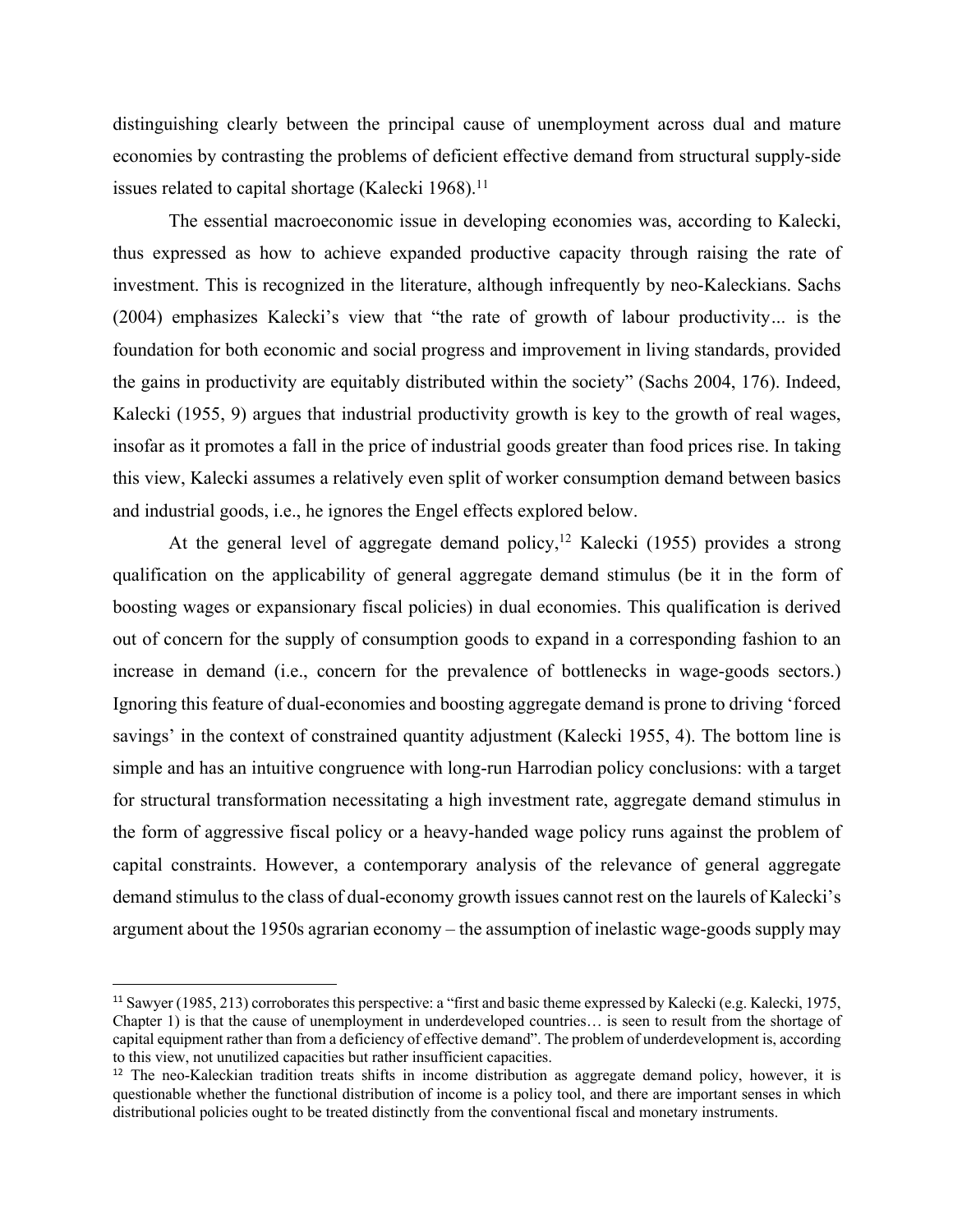distinguishing clearly between the principal cause of unemployment across dual and mature economies by contrasting the problems of deficient effective demand from structural supply-side issues related to capital shortage (Kalecki 1968).[11]

The essential macroeconomic issue in developing economies was, according to Kalecki, thus expressed as how to achieve expanded productive capacity through raising the rate of investment. This is recognized in the literature, although infrequently by neo-Kaleckians. Sachs (2004) emphasizes Kalecki's view that "the rate of growth of labour productivity… is the foundation for both economic and social progress and improvement in living standards, provided the gains in productivity are equitably distributed within the society" (Sachs 2004, 176). Indeed, Kalecki (1955, 9) argues that industrial productivity growth is key to the growth of real wages, insofar as it promotes a fall in the price of industrial goods greater than food prices rise. In taking this view, Kalecki assumes a relatively even split of worker consumption demand between basics and industrial goods, i.e., he ignores the Engel effects explored below.

At the general level of aggregate demand policy,[12] Kalecki (1955) provides a strong qualification on the applicability of general aggregate demand stimulus (be it in the form of boosting wages or expansionary fiscal policies) in dual economies. This qualification is derived out of concern for the supply of consumption goods to expand in a corresponding fashion to an increase in demand (i.e., concern for the prevalence of bottlenecks in wage-goods sectors.) Ignoring this feature of dual-economies and boosting aggregate demand is prone to driving 'forced savings' in the context of constrained quantity adjustment (Kalecki 1955, 4). The bottom line is simple and has an intuitive congruence with long-run Harrodian policy conclusions: with a target for structural transformation necessitating a high investment rate, aggregate demand stimulus in the form of aggressive fiscal policy or a heavy-handed wage policy runs against the problem of capital constraints. However, a contemporary analysis of the relevance of general aggregate demand stimulus to the class of dual-economy growth issues cannot rest on the laurels of Kalecki's argument about the 1950s agrarian economy – the assumption of inelastic wage-goods supply may

---

[11] Sawyer (1985, 213) corroborates this perspective: a "first and basic theme expressed by Kalecki (e.g. Kalecki, 1975, Chapter 1) is that the cause of unemployment in underdeveloped countries… is seen to result from the shortage of capital equipment rather than from a deficiency of effective demand". The problem of underdevelopment is, according to this view, not unutilized capacities but rather insufficient capacities.

[12] The neo-Kaleckian tradition treats shifts in income distribution as aggregate demand policy, however, it is questionable whether the functional distribution of income is a policy tool, and there are important senses in which distributional policies ought to be treated distinctly from the conventional fiscal and monetary instruments.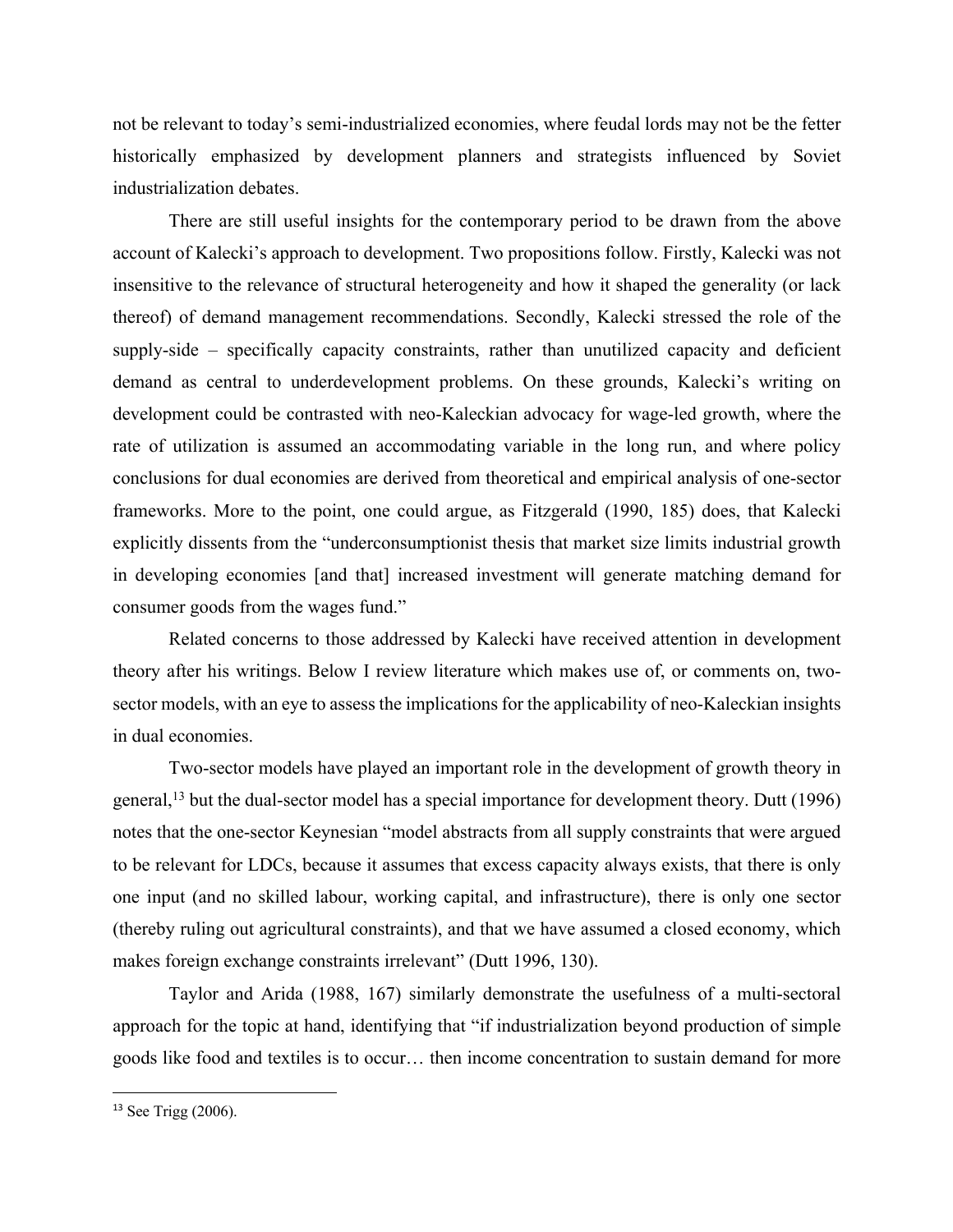not be relevant to today's semi-industrialized economies, where feudal lords may not be the fetter historically emphasized by development planners and strategists influenced by Soviet industrialization debates.

There are still useful insights for the contemporary period to be drawn from the above account of Kalecki's approach to development. Two propositions follow. Firstly, Kalecki was not insensitive to the relevance of structural heterogeneity and how it shaped the generality (or lack thereof) of demand management recommendations. Secondly, Kalecki stressed the role of the supply-side – specifically capacity constraints, rather than unutilized capacity and deficient demand as central to underdevelopment problems. On these grounds, Kalecki's writing on development could be contrasted with neo-Kaleckian advocacy for wage-led growth, where the rate of utilization is assumed an accommodating variable in the long run, and where policy conclusions for dual economies are derived from theoretical and empirical analysis of one-sector frameworks. More to the point, one could argue, as Fitzgerald (1990, 185) does, that Kalecki explicitly dissents from the "underconsumptionist thesis that market size limits industrial growth in developing economies [and that] increased investment will generate matching demand for consumer goods from the wages fund."

Related concerns to those addressed by Kalecki have received attention in development theory after his writings. Below I review literature which makes use of, or comments on, two-sector models, with an eye to assess the implications for the applicability of neo-Kaleckian insights in dual economies.

Two-sector models have played an important role in the development of growth theory in general,[13] but the dual-sector model has a special importance for development theory. Dutt (1996) notes that the one-sector Keynesian "model abstracts from all supply constraints that were argued to be relevant for LDCs, because it assumes that excess capacity always exists, that there is only one input (and no skilled labour, working capital, and infrastructure), there is only one sector (thereby ruling out agricultural constraints), and that we have assumed a closed economy, which makes foreign exchange constraints irrelevant" (Dutt 1996, 130).

Taylor and Arida (1988, 167) similarly demonstrate the usefulness of a multi-sectoral approach for the topic at hand, identifying that "if industrialization beyond production of simple goods like food and textiles is to occur… then income concentration to sustain demand for more

[13] See Trigg (2006).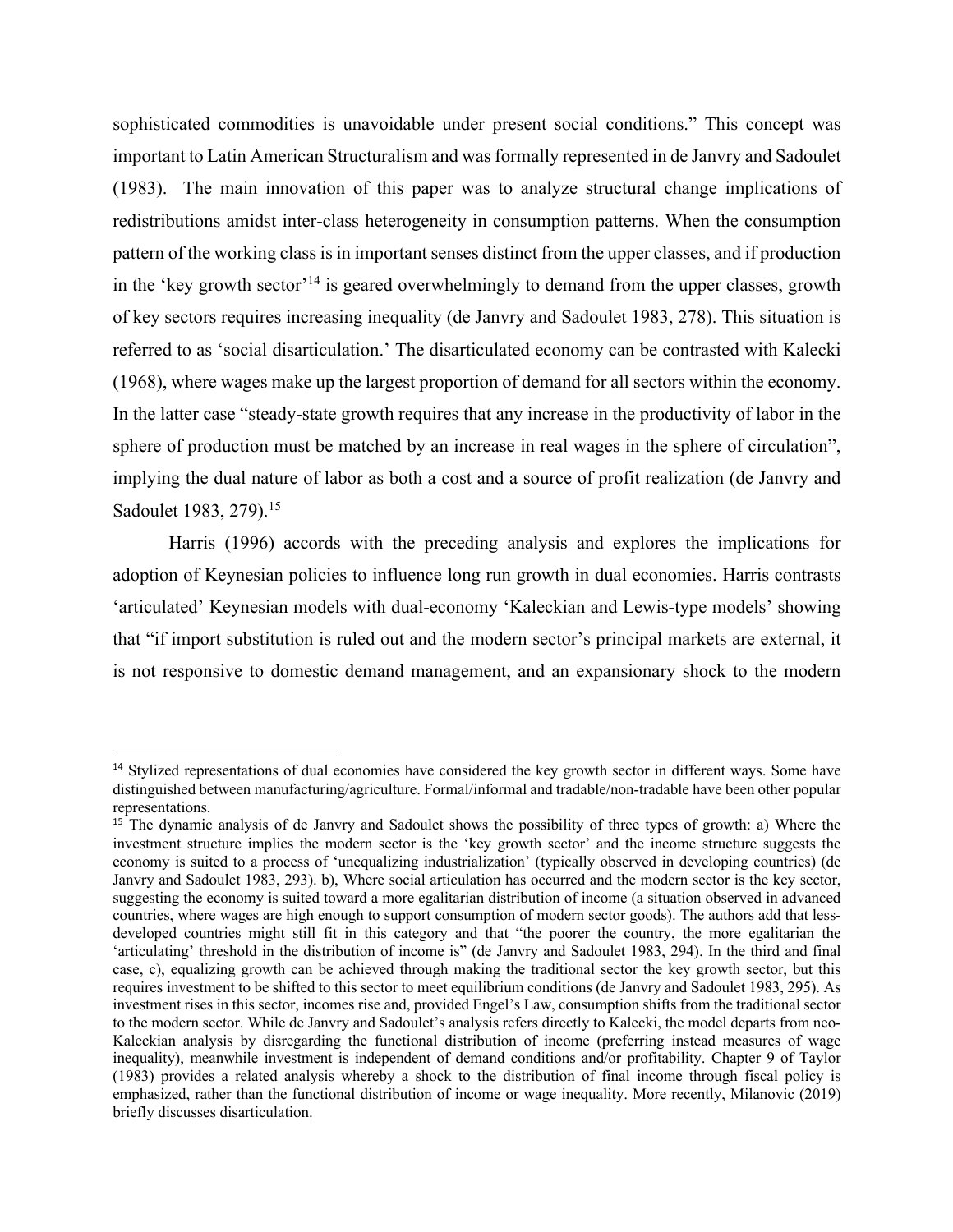sophisticated commodities is unavoidable under present social conditions." This concept was important to Latin American Structuralism and was formally represented in de Janvry and Sadoulet (1983). The main innovation of this paper was to analyze structural change implications of redistributions amidst inter-class heterogeneity in consumption patterns. When the consumption pattern of the working class is in important senses distinct from the upper classes, and if production in the 'key growth sector'[14] is geared overwhelmingly to demand from the upper classes, growth of key sectors requires increasing inequality (de Janvry and Sadoulet 1983, 278). This situation is referred to as 'social disarticulation.' The disarticulated economy can be contrasted with Kalecki (1968), where wages make up the largest proportion of demand for all sectors within the economy. In the latter case "steady-state growth requires that any increase in the productivity of labor in the sphere of production must be matched by an increase in real wages in the sphere of circulation", implying the dual nature of labor as both a cost and a source of profit realization (de Janvry and Sadoulet 1983, 279).[15]

Harris (1996) accords with the preceding analysis and explores the implications for adoption of Keynesian policies to influence long run growth in dual economies. Harris contrasts 'articulated' Keynesian models with dual-economy 'Kaleckian and Lewis-type models' showing that "if import substitution is ruled out and the modern sector's principal markets are external, it is not responsive to domestic demand management, and an expansionary shock to the modern

---

[14] Stylized representations of dual economies have considered the key growth sector in different ways. Some have distinguished between manufacturing/agriculture. Formal/informal and tradable/non-tradable have been other popular representations.

[15] The dynamic analysis of de Janvry and Sadoulet shows the possibility of three types of growth: a) Where the investment structure implies the modern sector is the 'key growth sector' and the income structure suggests the economy is suited to a process of 'unequalizing industrialization' (typically observed in developing countries) (de Janvry and Sadoulet 1983, 293). b), Where social articulation has occurred and the modern sector is the key sector, suggesting the economy is suited toward a more egalitarian distribution of income (a situation observed in advanced countries, where wages are high enough to support consumption of modern sector goods). The authors add that less-developed countries might still fit in this category and that "the poorer the country, the more egalitarian the 'articulating' threshold in the distribution of income is" (de Janvry and Sadoulet 1983, 294). In the third and final case, c), equalizing growth can be achieved through making the traditional sector the key growth sector, but this requires investment to be shifted to this sector to meet equilibrium conditions (de Janvry and Sadoulet 1983, 295). As investment rises in this sector, incomes rise and, provided Engel's Law, consumption shifts from the traditional sector to the modern sector. While de Janvry and Sadoulet's analysis refers directly to Kalecki, the model departs from neo-Kaleckian analysis by disregarding the functional distribution of income (preferring instead measures of wage inequality), meanwhile investment is independent of demand conditions and/or profitability. Chapter 9 of Taylor (1983) provides a related analysis whereby a shock to the distribution of final income through fiscal policy is emphasized, rather than the functional distribution of income or wage inequality. More recently, Milanovic (2019) briefly discusses disarticulation.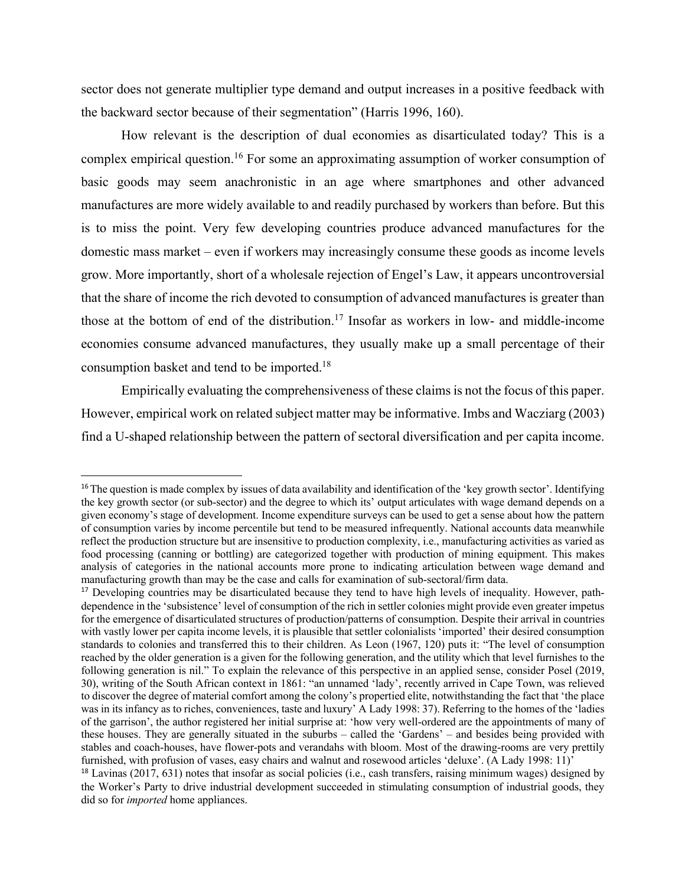sector does not generate multiplier type demand and output increases in a positive feedback with the backward sector because of their segmentation" (Harris 1996, 160).

How relevant is the description of dual economies as disarticulated today? This is a complex empirical question.[16] For some an approximating assumption of worker consumption of basic goods may seem anachronistic in an age where smartphones and other advanced manufactures are more widely available to and readily purchased by workers than before. But this is to miss the point. Very few developing countries produce advanced manufactures for the domestic mass market – even if workers may increasingly consume these goods as income levels grow. More importantly, short of a wholesale rejection of Engel's Law, it appears uncontroversial that the share of income the rich devoted to consumption of advanced manufactures is greater than those at the bottom of end of the distribution.[17] Insofar as workers in low- and middle-income economies consume advanced manufactures, they usually make up a small percentage of their consumption basket and tend to be imported.[18]

Empirically evaluating the comprehensiveness of these claims is not the focus of this paper. However, empirical work on related subject matter may be informative. Imbs and Wacziarg (2003) find a U-shaped relationship between the pattern of sectoral diversification and per capita income.

---

[16] The question is made complex by issues of data availability and identification of the 'key growth sector'. Identifying the key growth sector (or sub-sector) and the degree to which its' output articulates with wage demand depends on a given economy's stage of development. Income expenditure surveys can be used to get a sense about how the pattern of consumption varies by income percentile but tend to be measured infrequently. National accounts data meanwhile reflect the production structure but are insensitive to production complexity, i.e., manufacturing activities as varied as food processing (canning or bottling) are categorized together with production of mining equipment. This makes analysis of categories in the national accounts more prone to indicating articulation between wage demand and manufacturing growth than may be the case and calls for examination of sub-sectoral/firm data.

[17] Developing countries may be disarticulated because they tend to have high levels of inequality. However, path-dependence in the 'subsistence' level of consumption of the rich in settler colonies might provide even greater impetus for the emergence of disarticulated structures of production/patterns of consumption. Despite their arrival in countries with vastly lower per capita income levels, it is plausible that settler colonialists 'imported' their desired consumption standards to colonies and transferred this to their children. As Leon (1967, 120) puts it: "The level of consumption reached by the older generation is a given for the following generation, and the utility which that level furnishes to the following generation is nil." To explain the relevance of this perspective in an applied sense, consider Posel (2019, 30), writing of the South African context in 1861: "an unnamed 'lady', recently arrived in Cape Town, was relieved to discover the degree of material comfort among the colony's propertied elite, notwithstanding the fact that 'the place was in its infancy as to riches, conveniences, taste and luxury' A Lady 1998: 37). Referring to the homes of the 'ladies of the garrison', the author registered her initial surprise at: 'how very well-ordered are the appointments of many of these houses. They are generally situated in the suburbs – called the 'Gardens' – and besides being provided with stables and coach-houses, have flower-pots and verandahs with bloom. Most of the drawing-rooms are very prettily furnished, with profusion of vases, easy chairs and walnut and rosewood articles 'deluxe'. (A Lady 1998: 11)'

[18] Lavinas (2017, 631) notes that insofar as social policies (i.e., cash transfers, raising minimum wages) designed by the Worker's Party to drive industrial development succeeded in stimulating consumption of industrial goods, they did so for *imported* home appliances.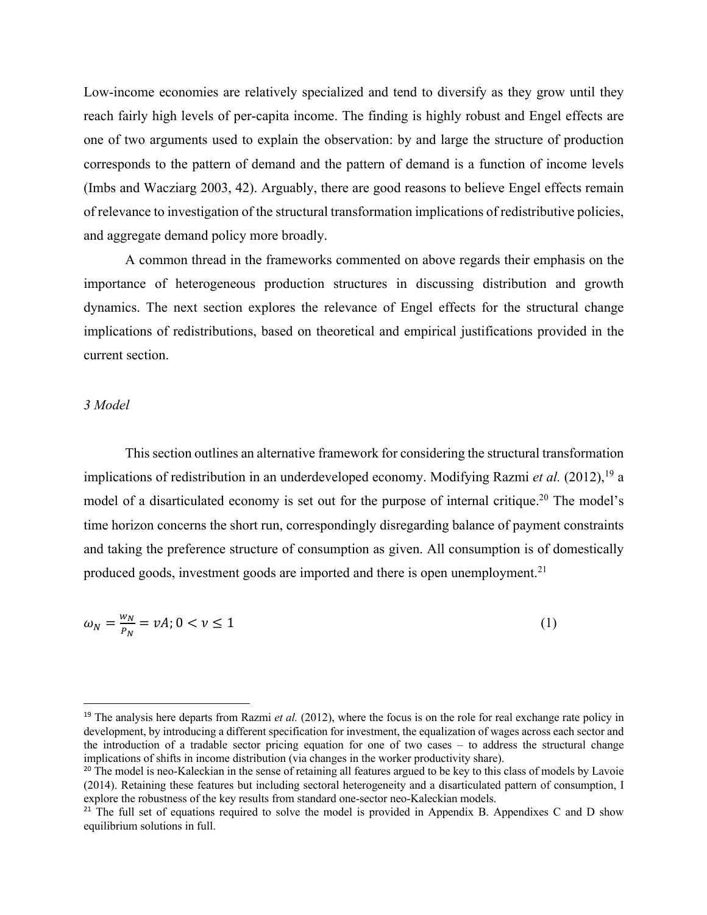Low-income economies are relatively specialized and tend to diversify as they grow until they reach fairly high levels of per-capita income. The finding is highly robust and Engel effects are one of two arguments used to explain the observation: by and large the structure of production corresponds to the pattern of demand and the pattern of demand is a function of income levels (Imbs and Wacziarg 2003, 42). Arguably, there are good reasons to believe Engel effects remain of relevance to investigation of the structural transformation implications of redistributive policies, and aggregate demand policy more broadly.

A common thread in the frameworks commented on above regards their emphasis on the importance of heterogeneous production structures in discussing distribution and growth dynamics. The next section explores the relevance of Engel effects for the structural change implications of redistributions, based on theoretical and empirical justifications provided in the current section.

## *3 Model*

This section outlines an alternative framework for considering the structural transformation implications of redistribution in an underdeveloped economy. Modifying Razmi *et al.* (2012),[19] a model of a disarticulated economy is set out for the purpose of internal critique.[20] The model's time horizon concerns the short run, correspondingly disregarding balance of payment constraints and taking the preference structure of consumption as given. All consumption is of domestically produced goods, investment goods are imported and there is open unemployment.[21]

$$\omega_N = \frac{w_N}{P_N} = \nu A; 0 < \nu \leq 1 \tag{1}$$

---

[19] The analysis here departs from Razmi *et al.* (2012), where the focus is on the role for real exchange rate policy in development, by introducing a different specification for investment, the equalization of wages across each sector and the introduction of a tradable sector pricing equation for one of two cases – to address the structural change implications of shifts in income distribution (via changes in the worker productivity share).

[20] The model is neo-Kaleckian in the sense of retaining all features argued to be key to this class of models by Lavoie (2014). Retaining these features but including sectoral heterogeneity and a disarticulated pattern of consumption, I explore the robustness of the key results from standard one-sector neo-Kaleckian models.

[21] The full set of equations required to solve the model is provided in Appendix B. Appendixes C and D show equilibrium solutions in full.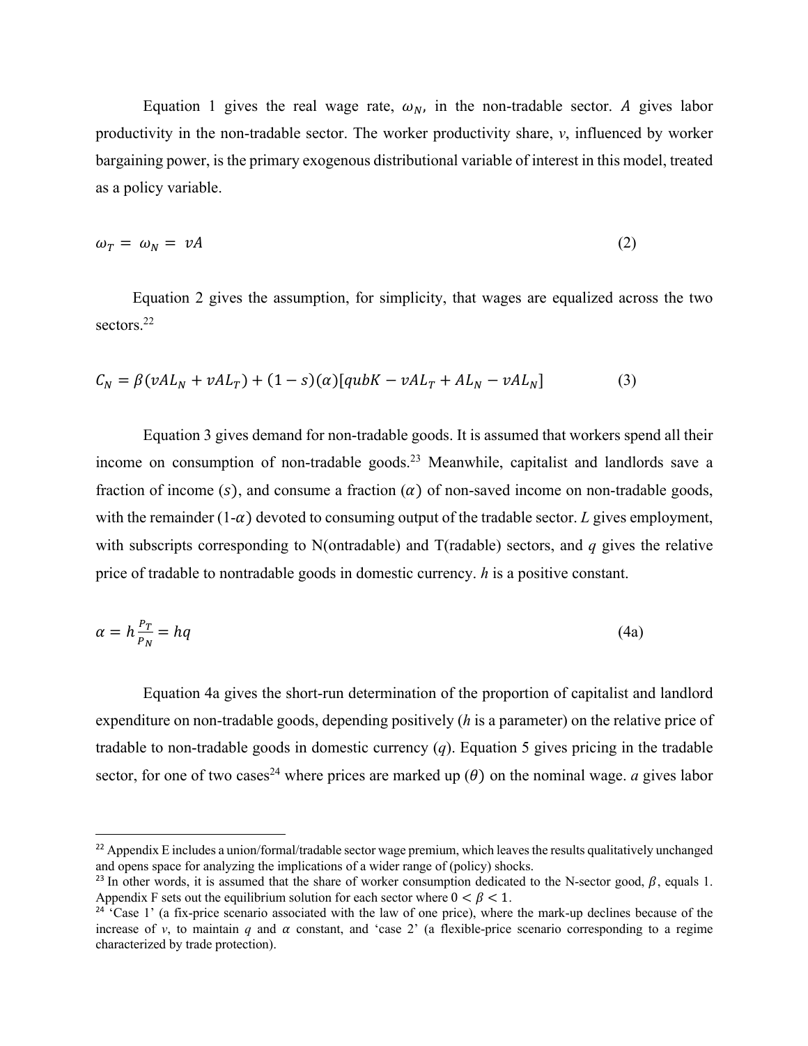Equation 1 gives the real wage rate, $\omega_N$, in the non-tradable sector. $A$ gives labor productivity in the non-tradable sector. The worker productivity share, $v$, influenced by worker bargaining power, is the primary exogenous distributional variable of interest in this model, treated as a policy variable.

$$\omega_T = \omega_N = vA \tag{2}$$

Equation 2 gives the assumption, for simplicity, that wages are equalized across the two sectors.[22]

$$C_N = \beta(vAL_N + vAL_T) + (1-s)(\alpha)[qubK - vAL_T + AL_N - vAL_N] \tag{3}$$

Equation 3 gives demand for non-tradable goods. It is assumed that workers spend all their income on consumption of non-tradable goods.[23] Meanwhile, capitalist and landlords save a fraction of income ($s$), and consume a fraction ($\alpha$) of non-saved income on non-tradable goods, with the remainder ($1-\alpha$) devoted to consuming output of the tradable sector. $L$ gives employment, with subscripts corresponding to N(ontradable) and T(radable) sectors, and $q$ gives the relative price of tradable to nontradable goods in domestic currency. $h$ is a positive constant.

$$\alpha = h\frac{P_T}{P_N} = hq \tag{4a}$$

Equation 4a gives the short-run determination of the proportion of capitalist and landlord expenditure on non-tradable goods, depending positively ($h$ is a parameter) on the relative price of tradable to non-tradable goods in domestic currency ($q$). Equation 5 gives pricing in the tradable sector, for one of two cases[24] where prices are marked up ($\theta$) on the nominal wage. $a$ gives labor

---

[22] Appendix E includes a union/formal/tradable sector wage premium, which leaves the results qualitatively unchanged and opens space for analyzing the implications of a wider range of (policy) shocks.

[23] In other words, it is assumed that the share of worker consumption dedicated to the N-sector good, $\beta$, equals 1. Appendix F sets out the equilibrium solution for each sector where $0 < \beta < 1$.

[24] 'Case 1' (a fix-price scenario associated with the law of one price), where the mark-up declines because of the increase of $v$, to maintain $q$ and $\alpha$ constant, and 'case 2' (a flexible-price scenario corresponding to a regime characterized by trade protection).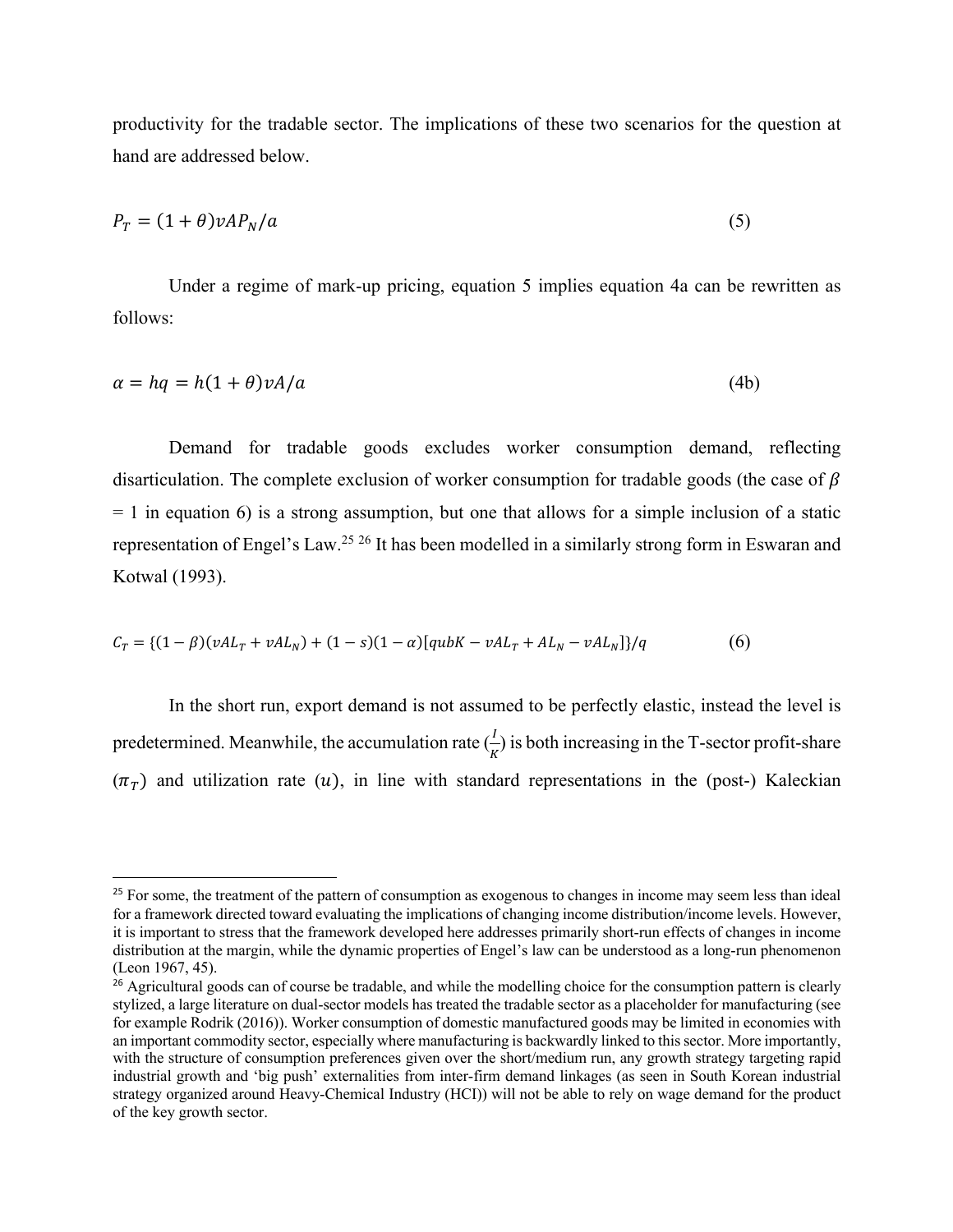productivity for the tradable sector. The implications of these two scenarios for the question at hand are addressed below.

$$P_T = (1+\theta)vAP_N/a \tag{5}$$

Under a regime of mark-up pricing, equation 5 implies equation 4a can be rewritten as follows:

$$\alpha = hq = h(1+\theta)vA/a \tag{4b}$$

Demand for tradable goods excludes worker consumption demand, reflecting disarticulation. The complete exclusion of worker consumption for tradable goods (the case of $\beta$ = 1 in equation 6) is a strong assumption, but one that allows for a simple inclusion of a static representation of Engel's Law.[25] [26] It has been modelled in a similarly strong form in Eswaran and Kotwal (1993).

$$C_T = \{(1-\beta)(vAL_T + vAL_N) + (1-s)(1-\alpha)[qubK - vAL_T + AL_N - vAL_N]\}/q \tag{6}$$

In the short run, export demand is not assumed to be perfectly elastic, instead the level is predetermined. Meanwhile, the accumulation rate ($\frac{I}{K}$) is both increasing in the T-sector profit-share ($\pi_T$) and utilization rate ($u$), in line with standard representations in the (post-) Kaleckian

---

[25] For some, the treatment of the pattern of consumption as exogenous to changes in income may seem less than ideal for a framework directed toward evaluating the implications of changing income distribution/income levels. However, it is important to stress that the framework developed here addresses primarily short-run effects of changes in income distribution at the margin, while the dynamic properties of Engel's law can be understood as a long-run phenomenon (Leon 1967, 45).

[26] Agricultural goods can of course be tradable, and while the modelling choice for the consumption pattern is clearly stylized, a large literature on dual-sector models has treated the tradable sector as a placeholder for manufacturing (see for example Rodrik (2016)). Worker consumption of domestic manufactured goods may be limited in economies with an important commodity sector, especially where manufacturing is backwardly linked to this sector. More importantly, with the structure of consumption preferences given over the short/medium run, any growth strategy targeting rapid industrial growth and 'big push' externalities from inter-firm demand linkages (as seen in South Korean industrial strategy organized around Heavy-Chemical Industry (HCI)) will not be able to rely on wage demand for the product of the key growth sector.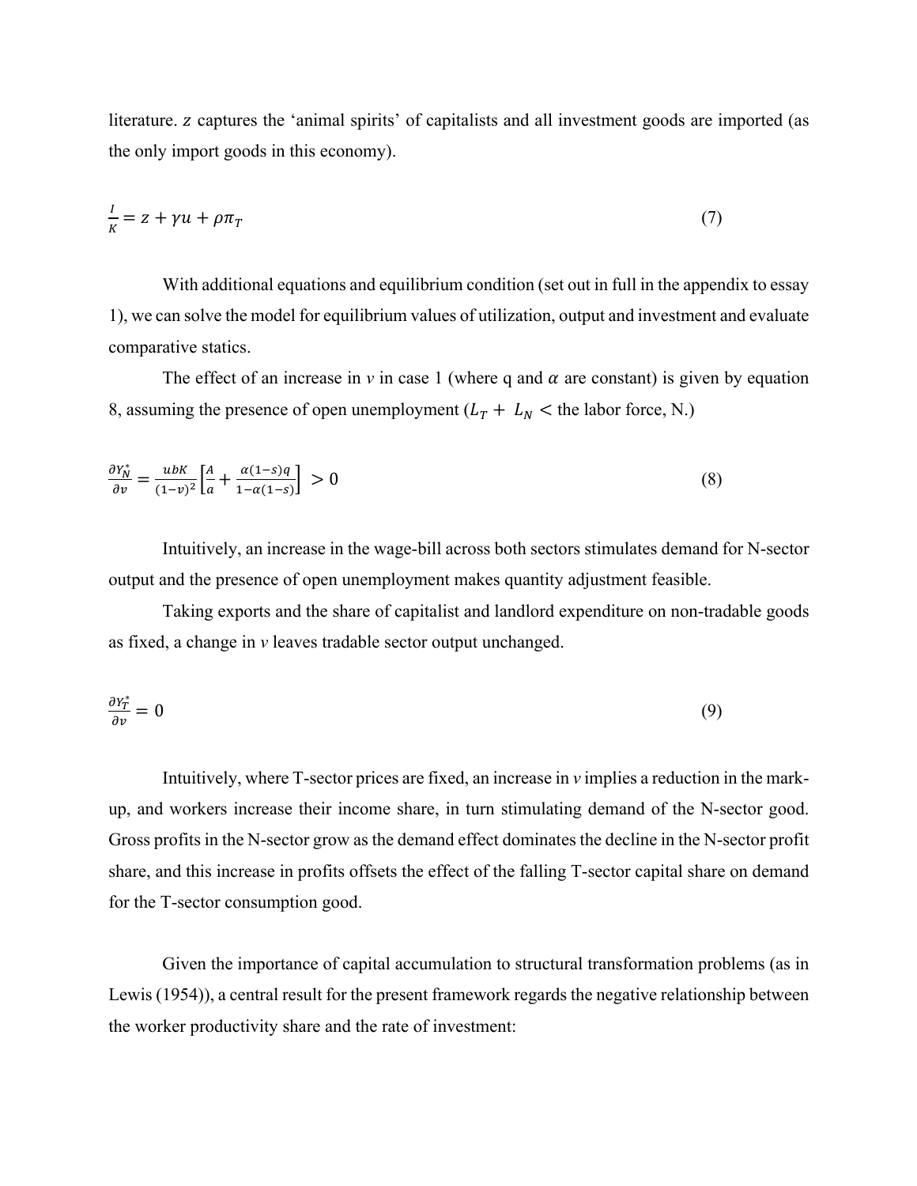literature. $z$ captures the 'animal spirits' of capitalists and all investment goods are imported (as the only import goods in this economy).

$$\frac{I}{K} = z + \gamma u + \rho \pi_T \tag{7}$$

With additional equations and equilibrium condition (set out in full in the appendix to essay 1), we can solve the model for equilibrium values of utilization, output and investment and evaluate comparative statics.

The effect of an increase in $v$ in case 1 (where q and $\alpha$ are constant) is given by equation 8, assuming the presence of open unemployment ($L_T + L_N <$ the labor force, N.)

$$\frac{\partial Y_N^*}{\partial v} = \frac{ubK}{(1-v)^2}\left[\frac{A}{a} + \frac{\alpha(1-s)q}{1-\alpha(1-s)}\right] > 0 \tag{8}$$

Intuitively, an increase in the wage-bill across both sectors stimulates demand for N-sector output and the presence of open unemployment makes quantity adjustment feasible.

Taking exports and the share of capitalist and landlord expenditure on non-tradable goods as fixed, a change in $v$ leaves tradable sector output unchanged.

$$\frac{\partial Y_T^*}{\partial v} = 0 \tag{9}$$

Intuitively, where T-sector prices are fixed, an increase in $v$ implies a reduction in the mark-up, and workers increase their income share, in turn stimulating demand of the N-sector good. Gross profits in the N-sector grow as the demand effect dominates the decline in the N-sector profit share, and this increase in profits offsets the effect of the falling T-sector capital share on demand for the T-sector consumption good.

Given the importance of capital accumulation to structural transformation problems (as in Lewis (1954)), a central result for the present framework regards the negative relationship between the worker productivity share and the rate of investment: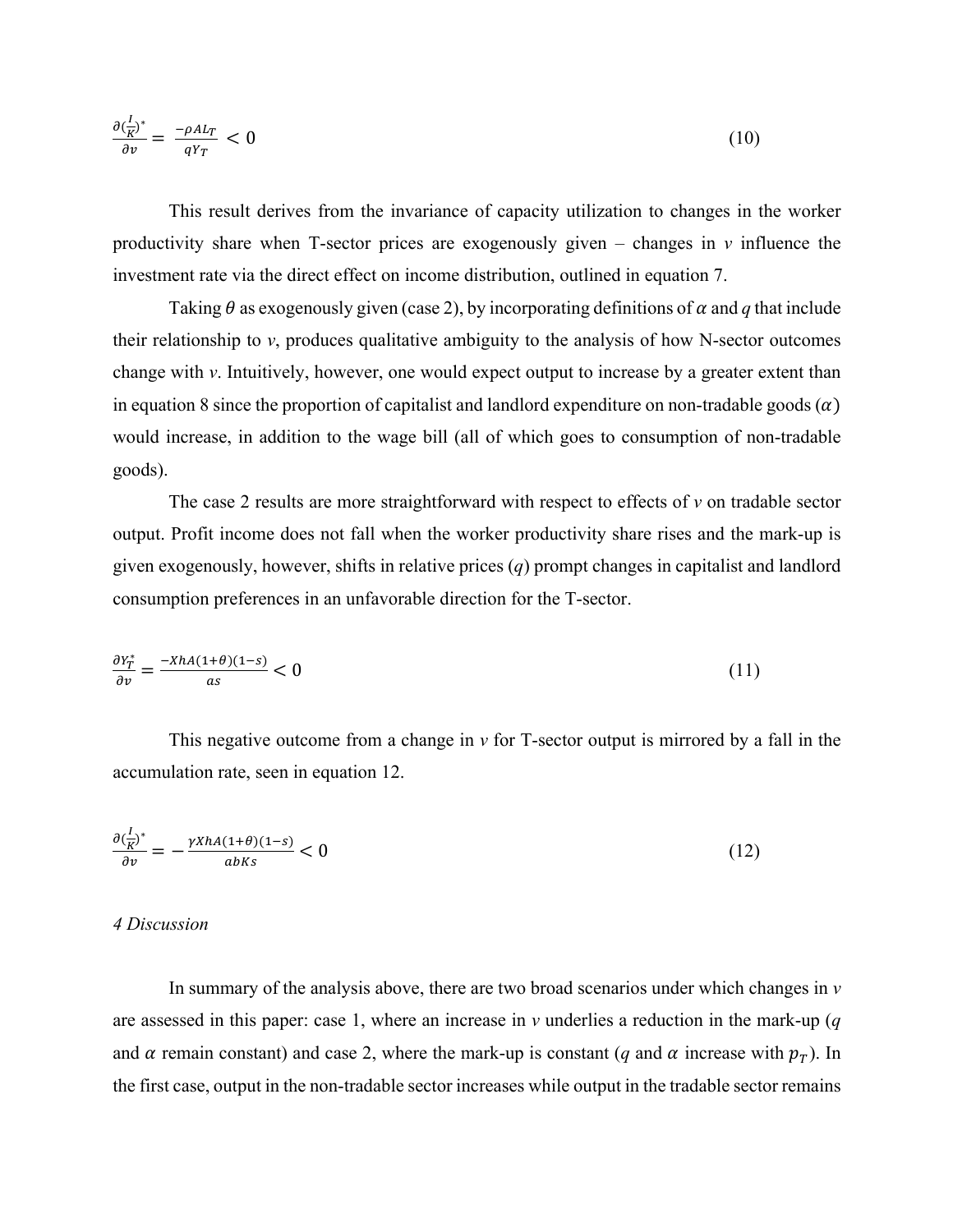$$\frac{\partial(\frac{I}{K})^*}{\partial v} = \frac{-\rho A L_T}{q Y_T} < 0 \tag{10}$$

This result derives from the invariance of capacity utilization to changes in the worker productivity share when T-sector prices are exogenously given – changes in *v* influence the investment rate via the direct effect on income distribution, outlined in equation 7.

Taking $\theta$ as exogenously given (case 2), by incorporating definitions of $\alpha$ and $q$ that include their relationship to *v*, produces qualitative ambiguity to the analysis of how N-sector outcomes change with *v*. Intuitively, however, one would expect output to increase by a greater extent than in equation 8 since the proportion of capitalist and landlord expenditure on non-tradable goods ($\alpha$) would increase, in addition to the wage bill (all of which goes to consumption of non-tradable goods).

The case 2 results are more straightforward with respect to effects of *v* on tradable sector output. Profit income does not fall when the worker productivity share rises and the mark-up is given exogenously, however, shifts in relative prices ($q$) prompt changes in capitalist and landlord consumption preferences in an unfavorable direction for the T-sector.

$$\frac{\partial Y_T^*}{\partial v} = \frac{-XhA(1+\theta)(1-s)}{as} < 0 \tag{11}$$

This negative outcome from a change in *v* for T-sector output is mirrored by a fall in the accumulation rate, seen in equation 12.

$$\frac{\partial(\frac{I}{K})^*}{\partial v} = -\frac{\gamma XhA(1+\theta)(1-s)}{abKs} < 0 \tag{12}$$

*4 Discussion*

In summary of the analysis above, there are two broad scenarios under which changes in *v* are assessed in this paper: case 1, where an increase in *v* underlies a reduction in the mark-up ($q$ and $\alpha$ remain constant) and case 2, where the mark-up is constant ($q$ and $\alpha$ increase with $p_T$). In the first case, output in the non-tradable sector increases while output in the tradable sector remains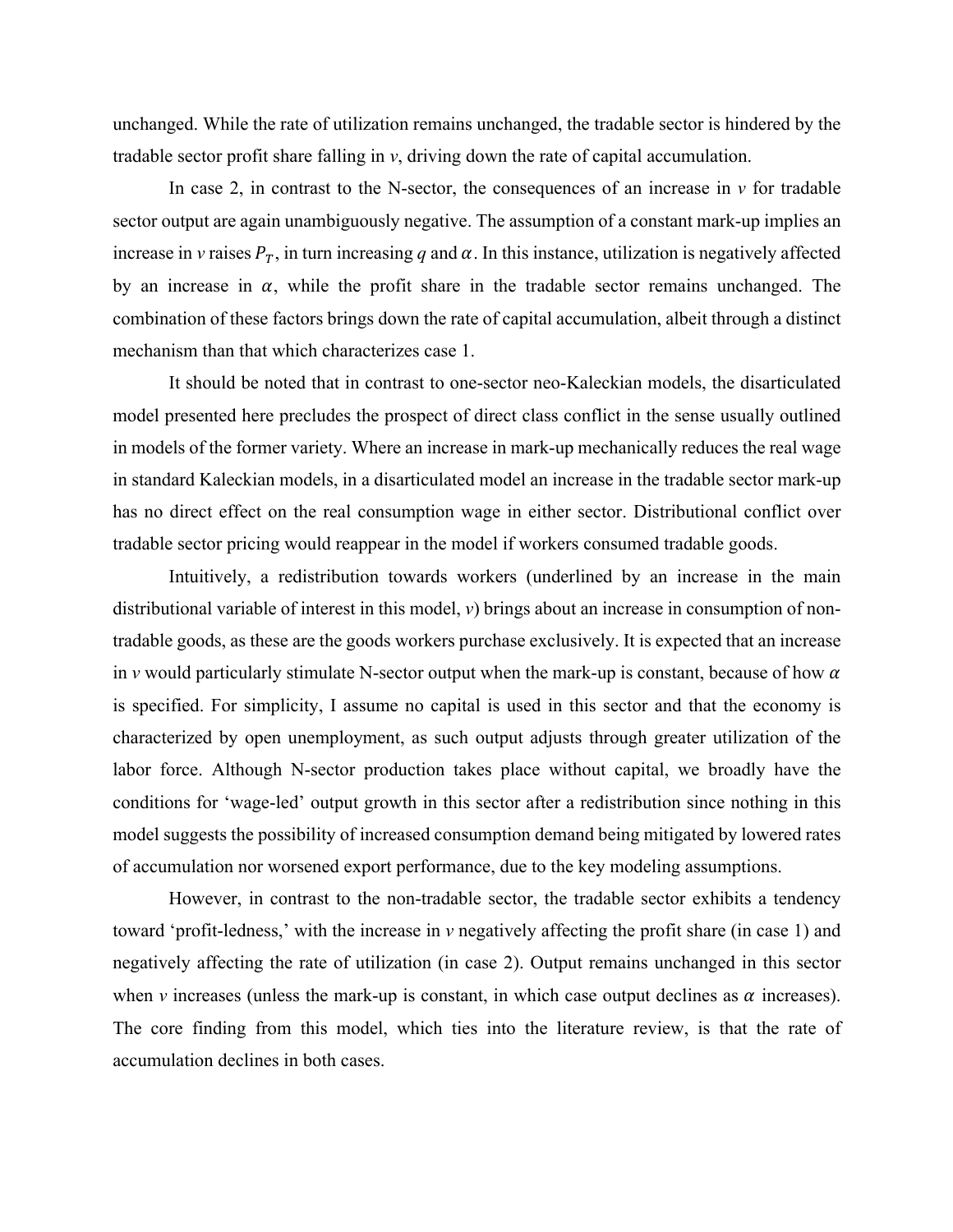unchanged. While the rate of utilization remains unchanged, the tradable sector is hindered by the tradable sector profit share falling in *v*, driving down the rate of capital accumulation.

In case 2, in contrast to the N-sector, the consequences of an increase in *v* for tradable sector output are again unambiguously negative. The assumption of a constant mark-up implies an increase in *v* raises $P_T$, in turn increasing $q$ and $\alpha$. In this instance, utilization is negatively affected by an increase in $\alpha$, while the profit share in the tradable sector remains unchanged. The combination of these factors brings down the rate of capital accumulation, albeit through a distinct mechanism than that which characterizes case 1.

It should be noted that in contrast to one-sector neo-Kaleckian models, the disarticulated model presented here precludes the prospect of direct class conflict in the sense usually outlined in models of the former variety. Where an increase in mark-up mechanically reduces the real wage in standard Kaleckian models, in a disarticulated model an increase in the tradable sector mark-up has no direct effect on the real consumption wage in either sector. Distributional conflict over tradable sector pricing would reappear in the model if workers consumed tradable goods.

Intuitively, a redistribution towards workers (underlined by an increase in the main distributional variable of interest in this model, *v*) brings about an increase in consumption of non-tradable goods, as these are the goods workers purchase exclusively. It is expected that an increase in *v* would particularly stimulate N-sector output when the mark-up is constant, because of how $\alpha$ is specified. For simplicity, I assume no capital is used in this sector and that the economy is characterized by open unemployment, as such output adjusts through greater utilization of the labor force. Although N-sector production takes place without capital, we broadly have the conditions for 'wage-led' output growth in this sector after a redistribution since nothing in this model suggests the possibility of increased consumption demand being mitigated by lowered rates of accumulation nor worsened export performance, due to the key modeling assumptions.

However, in contrast to the non-tradable sector, the tradable sector exhibits a tendency toward 'profit-ledness,' with the increase in *v* negatively affecting the profit share (in case 1) and negatively affecting the rate of utilization (in case 2). Output remains unchanged in this sector when *v* increases (unless the mark-up is constant, in which case output declines as $\alpha$ increases). The core finding from this model, which ties into the literature review, is that the rate of accumulation declines in both cases.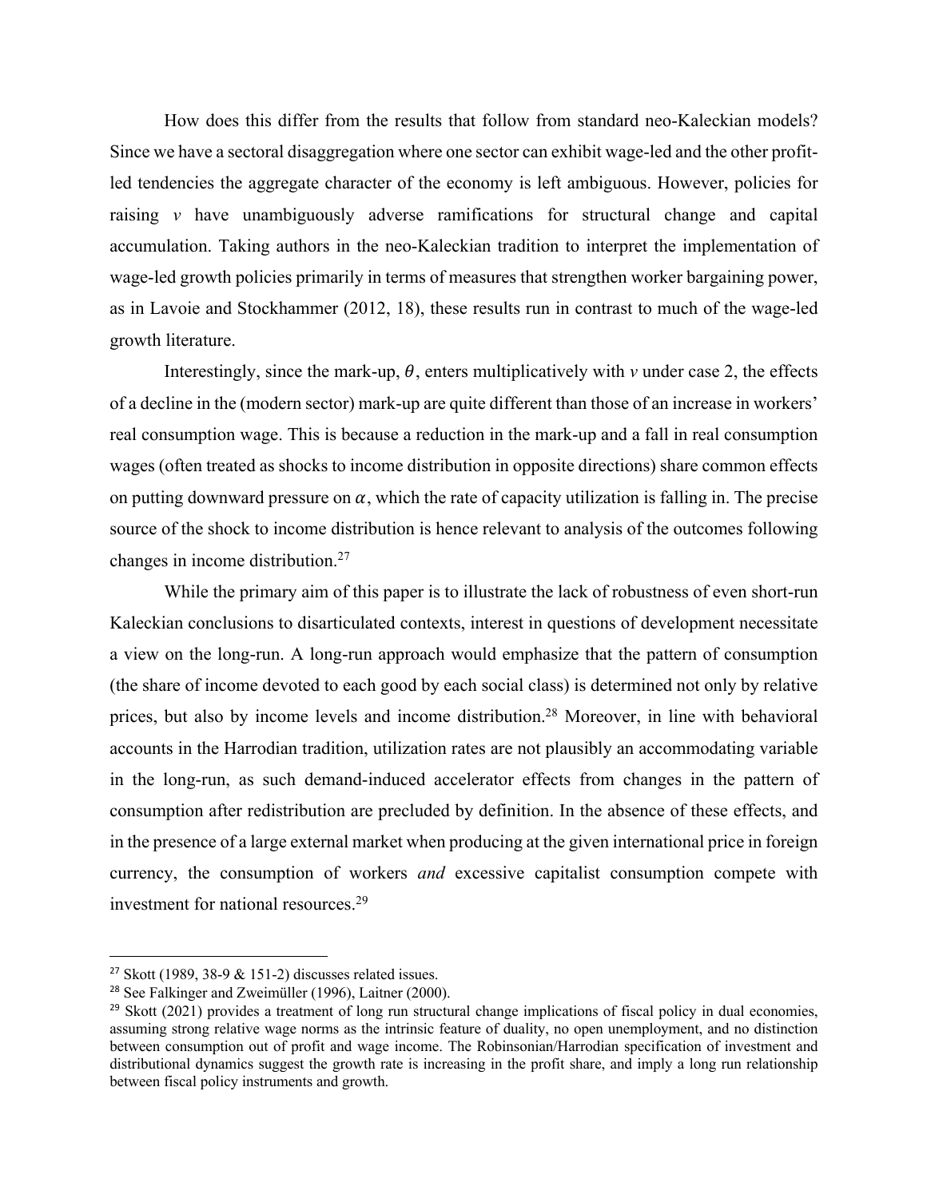How does this differ from the results that follow from standard neo-Kaleckian models? Since we have a sectoral disaggregation where one sector can exhibit wage-led and the other profit-led tendencies the aggregate character of the economy is left ambiguous. However, policies for raising $v$ have unambiguously adverse ramifications for structural change and capital accumulation. Taking authors in the neo-Kaleckian tradition to interpret the implementation of wage-led growth policies primarily in terms of measures that strengthen worker bargaining power, as in Lavoie and Stockhammer (2012, 18), these results run in contrast to much of the wage-led growth literature.

Interestingly, since the mark-up, $\theta$, enters multiplicatively with $v$ under case 2, the effects of a decline in the (modern sector) mark-up are quite different than those of an increase in workers' real consumption wage. This is because a reduction in the mark-up and a fall in real consumption wages (often treated as shocks to income distribution in opposite directions) share common effects on putting downward pressure on $\alpha$, which the rate of capacity utilization is falling in. The precise source of the shock to income distribution is hence relevant to analysis of the outcomes following changes in income distribution.[27]

While the primary aim of this paper is to illustrate the lack of robustness of even short-run Kaleckian conclusions to disarticulated contexts, interest in questions of development necessitate a view on the long-run. A long-run approach would emphasize that the pattern of consumption (the share of income devoted to each good by each social class) is determined not only by relative prices, but also by income levels and income distribution.[28] Moreover, in line with behavioral accounts in the Harrodian tradition, utilization rates are not plausibly an accommodating variable in the long-run, as such demand-induced accelerator effects from changes in the pattern of consumption after redistribution are precluded by definition. In the absence of these effects, and in the presence of a large external market when producing at the given international price in foreign currency, the consumption of workers *and* excessive capitalist consumption compete with investment for national resources.[29]

---

[27] Skott (1989, 38-9 & 151-2) discusses related issues.

[28] See Falkinger and Zweimüller (1996), Laitner (2000).

[29] Skott (2021) provides a treatment of long run structural change implications of fiscal policy in dual economies, assuming strong relative wage norms as the intrinsic feature of duality, no open unemployment, and no distinction between consumption out of profit and wage income. The Robinsonian/Harrodian specification of investment and distributional dynamics suggest the growth rate is increasing in the profit share, and imply a long run relationship between fiscal policy instruments and growth.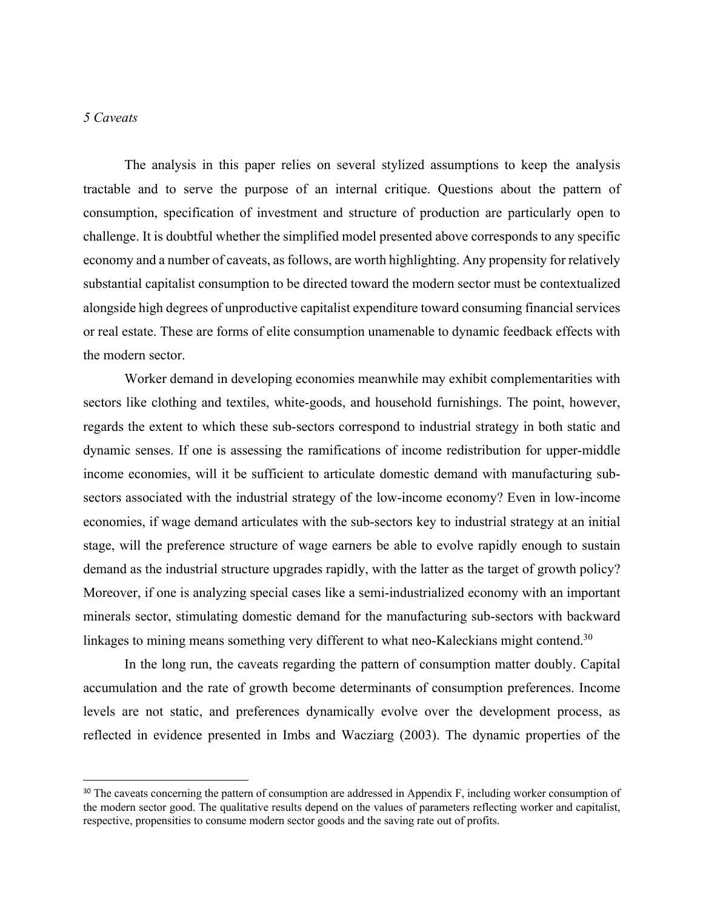*5 Caveats*

The analysis in this paper relies on several stylized assumptions to keep the analysis tractable and to serve the purpose of an internal critique. Questions about the pattern of consumption, specification of investment and structure of production are particularly open to challenge. It is doubtful whether the simplified model presented above corresponds to any specific economy and a number of caveats, as follows, are worth highlighting. Any propensity for relatively substantial capitalist consumption to be directed toward the modern sector must be contextualized alongside high degrees of unproductive capitalist expenditure toward consuming financial services or real estate. These are forms of elite consumption unamenable to dynamic feedback effects with the modern sector.

Worker demand in developing economies meanwhile may exhibit complementarities with sectors like clothing and textiles, white-goods, and household furnishings. The point, however, regards the extent to which these sub-sectors correspond to industrial strategy in both static and dynamic senses. If one is assessing the ramifications of income redistribution for upper-middle income economies, will it be sufficient to articulate domestic demand with manufacturing sub-sectors associated with the industrial strategy of the low-income economy? Even in low-income economies, if wage demand articulates with the sub-sectors key to industrial strategy at an initial stage, will the preference structure of wage earners be able to evolve rapidly enough to sustain demand as the industrial structure upgrades rapidly, with the latter as the target of growth policy? Moreover, if one is analyzing special cases like a semi-industrialized economy with an important minerals sector, stimulating domestic demand for the manufacturing sub-sectors with backward linkages to mining means something very different to what neo-Kaleckians might contend.[30]

In the long run, the caveats regarding the pattern of consumption matter doubly. Capital accumulation and the rate of growth become determinants of consumption preferences. Income levels are not static, and preferences dynamically evolve over the development process, as reflected in evidence presented in Imbs and Wacziarg (2003). The dynamic properties of the

[30] The caveats concerning the pattern of consumption are addressed in Appendix F, including worker consumption of the modern sector good. The qualitative results depend on the values of parameters reflecting worker and capitalist, respective, propensities to consume modern sector goods and the saving rate out of profits.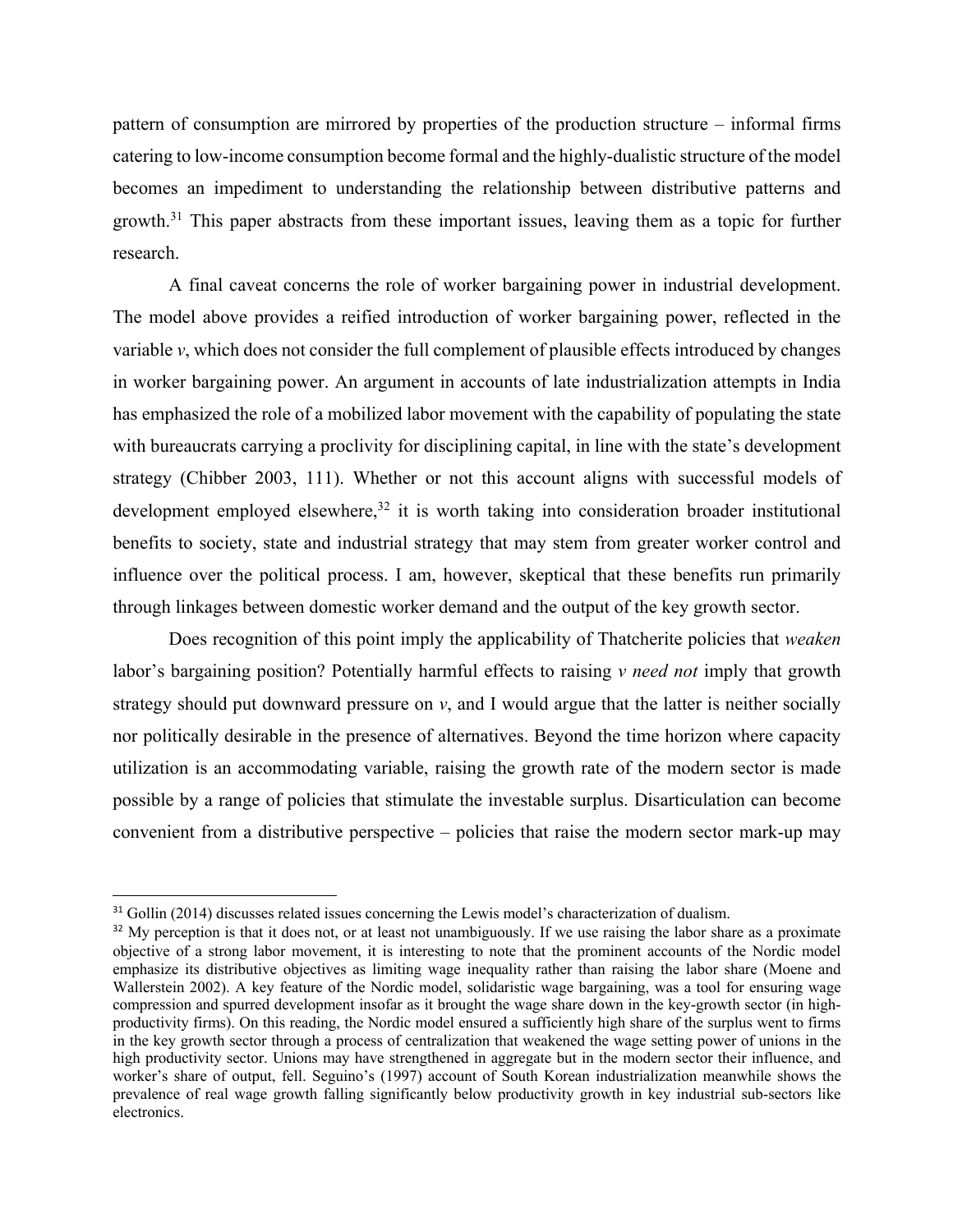pattern of consumption are mirrored by properties of the production structure – informal firms catering to low-income consumption become formal and the highly-dualistic structure of the model becomes an impediment to understanding the relationship between distributive patterns and growth.[31] This paper abstracts from these important issues, leaving them as a topic for further research.

A final caveat concerns the role of worker bargaining power in industrial development. The model above provides a reified introduction of worker bargaining power, reflected in the variable $v$, which does not consider the full complement of plausible effects introduced by changes in worker bargaining power. An argument in accounts of late industrialization attempts in India has emphasized the role of a mobilized labor movement with the capability of populating the state with bureaucrats carrying a proclivity for disciplining capital, in line with the state's development strategy (Chibber 2003, 111). Whether or not this account aligns with successful models of development employed elsewhere,[32] it is worth taking into consideration broader institutional benefits to society, state and industrial strategy that may stem from greater worker control and influence over the political process. I am, however, skeptical that these benefits run primarily through linkages between domestic worker demand and the output of the key growth sector.

Does recognition of this point imply the applicability of Thatcherite policies that *weaken* labor's bargaining position? Potentially harmful effects to raising $v$ *need not* imply that growth strategy should put downward pressure on $v$, and I would argue that the latter is neither socially nor politically desirable in the presence of alternatives. Beyond the time horizon where capacity utilization is an accommodating variable, raising the growth rate of the modern sector is made possible by a range of policies that stimulate the investable surplus. Disarticulation can become convenient from a distributive perspective – policies that raise the modern sector mark-up may

---

[31] Gollin (2014) discusses related issues concerning the Lewis model's characterization of dualism.

[32] My perception is that it does not, or at least not unambiguously. If we use raising the labor share as a proximate objective of a strong labor movement, it is interesting to note that the prominent accounts of the Nordic model emphasize its distributive objectives as limiting wage inequality rather than raising the labor share (Moene and Wallerstein 2002). A key feature of the Nordic model, solidaristic wage bargaining, was a tool for ensuring wage compression and spurred development insofar as it brought the wage share down in the key-growth sector (in high-productivity firms). On this reading, the Nordic model ensured a sufficiently high share of the surplus went to firms in the key growth sector through a process of centralization that weakened the wage setting power of unions in the high productivity sector. Unions may have strengthened in aggregate but in the modern sector their influence, and worker's share of output, fell. Seguino's (1997) account of South Korean industrialization meanwhile shows the prevalence of real wage growth falling significantly below productivity growth in key industrial sub-sectors like electronics.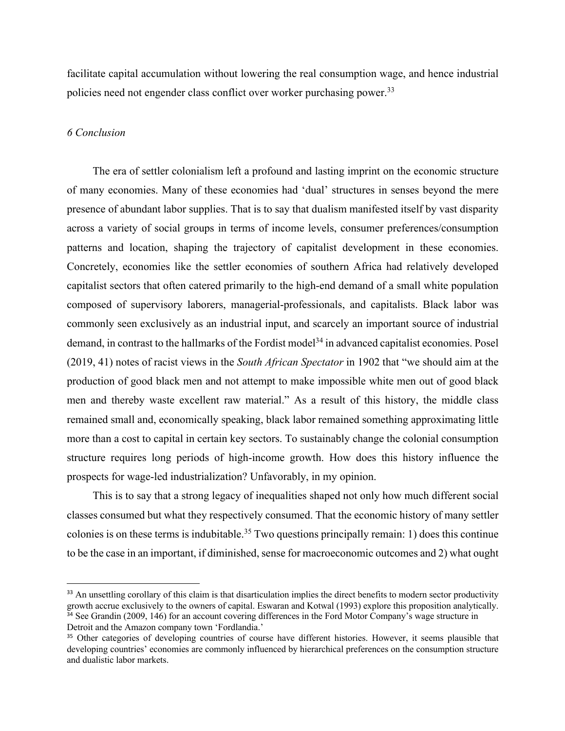facilitate capital accumulation without lowering the real consumption wage, and hence industrial policies need not engender class conflict over worker purchasing power.[33]

## *6 Conclusion*

The era of settler colonialism left a profound and lasting imprint on the economic structure of many economies. Many of these economies had 'dual' structures in senses beyond the mere presence of abundant labor supplies. That is to say that dualism manifested itself by vast disparity across a variety of social groups in terms of income levels, consumer preferences/consumption patterns and location, shaping the trajectory of capitalist development in these economies. Concretely, economies like the settler economies of southern Africa had relatively developed capitalist sectors that often catered primarily to the high-end demand of a small white population composed of supervisory laborers, managerial-professionals, and capitalists. Black labor was commonly seen exclusively as an industrial input, and scarcely an important source of industrial demand, in contrast to the hallmarks of the Fordist model[34] in advanced capitalist economies. Posel (2019, 41) notes of racist views in the *South African Spectator* in 1902 that "we should aim at the production of good black men and not attempt to make impossible white men out of good black men and thereby waste excellent raw material." As a result of this history, the middle class remained small and, economically speaking, black labor remained something approximating little more than a cost to capital in certain key sectors. To sustainably change the colonial consumption structure requires long periods of high-income growth. How does this history influence the prospects for wage-led industrialization? Unfavorably, in my opinion.

This is to say that a strong legacy of inequalities shaped not only how much different social classes consumed but what they respectively consumed. That the economic history of many settler colonies is on these terms is indubitable.[35] Two questions principally remain: 1) does this continue to be the case in an important, if diminished, sense for macroeconomic outcomes and 2) what ought

---

[33] An unsettling corollary of this claim is that disarticulation implies the direct benefits to modern sector productivity growth accrue exclusively to the owners of capital. Eswaran and Kotwal (1993) explore this proposition analytically.

[34] See Grandin (2009, 146) for an account covering differences in the Ford Motor Company's wage structure in Detroit and the Amazon company town 'Fordlandia.'

[35] Other categories of developing countries of course have different histories. However, it seems plausible that developing countries' economies are commonly influenced by hierarchical preferences on the consumption structure and dualistic labor markets.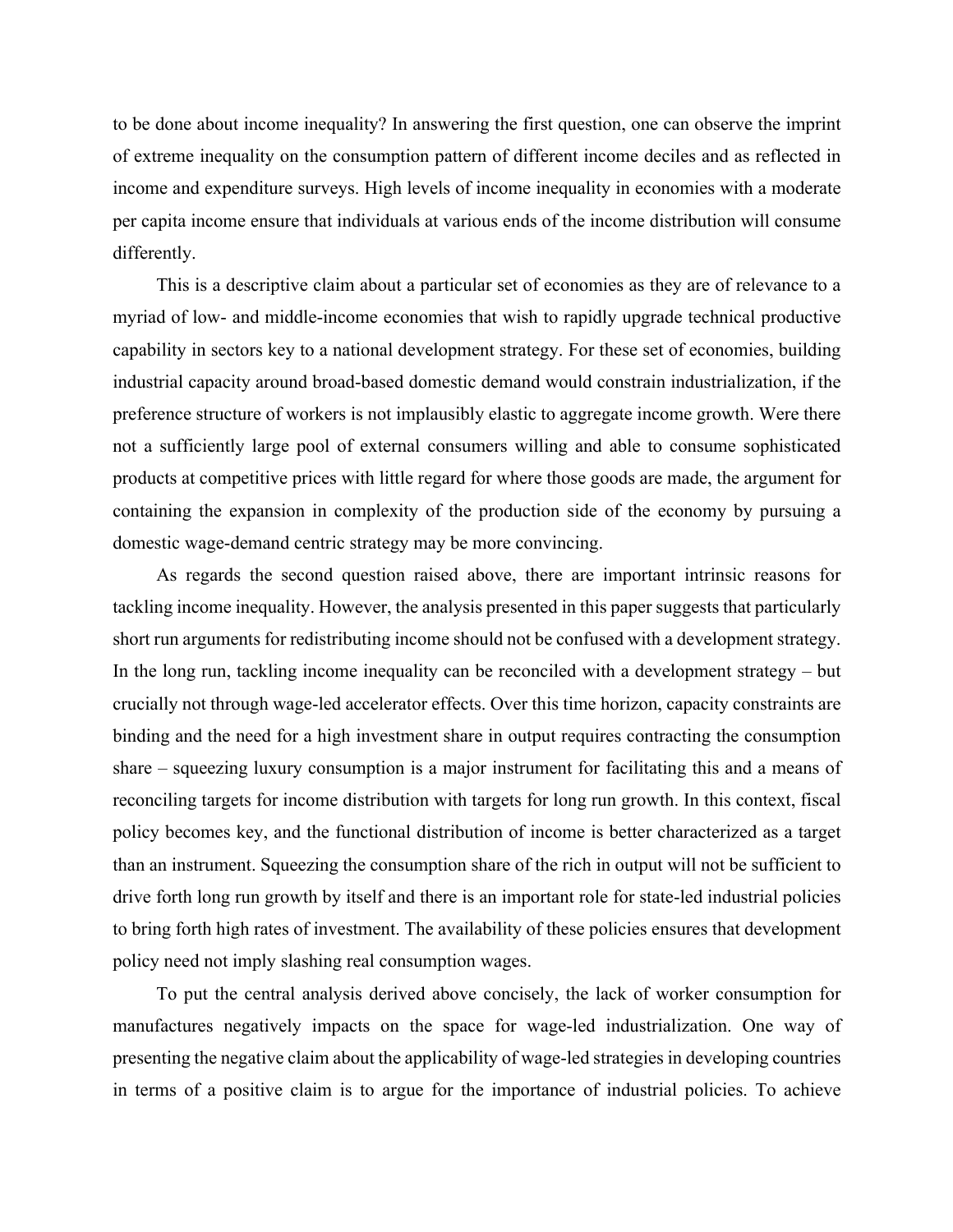to be done about income inequality? In answering the first question, one can observe the imprint of extreme inequality on the consumption pattern of different income deciles and as reflected in income and expenditure surveys. High levels of income inequality in economies with a moderate per capita income ensure that individuals at various ends of the income distribution will consume differently.

This is a descriptive claim about a particular set of economies as they are of relevance to a myriad of low- and middle-income economies that wish to rapidly upgrade technical productive capability in sectors key to a national development strategy. For these set of economies, building industrial capacity around broad-based domestic demand would constrain industrialization, if the preference structure of workers is not implausibly elastic to aggregate income growth. Were there not a sufficiently large pool of external consumers willing and able to consume sophisticated products at competitive prices with little regard for where those goods are made, the argument for containing the expansion in complexity of the production side of the economy by pursuing a domestic wage-demand centric strategy may be more convincing.

As regards the second question raised above, there are important intrinsic reasons for tackling income inequality. However, the analysis presented in this paper suggests that particularly short run arguments for redistributing income should not be confused with a development strategy. In the long run, tackling income inequality can be reconciled with a development strategy – but crucially not through wage-led accelerator effects. Over this time horizon, capacity constraints are binding and the need for a high investment share in output requires contracting the consumption share – squeezing luxury consumption is a major instrument for facilitating this and a means of reconciling targets for income distribution with targets for long run growth. In this context, fiscal policy becomes key, and the functional distribution of income is better characterized as a target than an instrument. Squeezing the consumption share of the rich in output will not be sufficient to drive forth long run growth by itself and there is an important role for state-led industrial policies to bring forth high rates of investment. The availability of these policies ensures that development policy need not imply slashing real consumption wages.

To put the central analysis derived above concisely, the lack of worker consumption for manufactures negatively impacts on the space for wage-led industrialization. One way of presenting the negative claim about the applicability of wage-led strategies in developing countries in terms of a positive claim is to argue for the importance of industrial policies. To achieve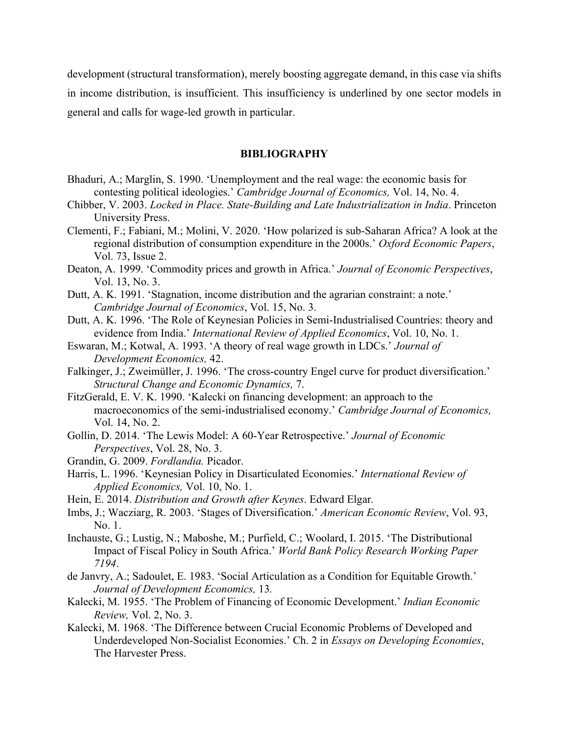development (structural transformation), merely boosting aggregate demand, in this case via shifts in income distribution, is insufficient. This insufficiency is underlined by one sector models in general and calls for wage-led growth in particular.

## BIBLIOGRAPHY

Bhaduri, A.; Marglin, S. 1990. 'Unemployment and the real wage: the economic basis for contesting political ideologies.' *Cambridge Journal of Economics,* Vol. 14, No. 4.

Chibber, V. 2003. *Locked in Place. State-Building and Late Industrialization in India*. Princeton University Press.

Clementi, F.; Fabiani, M.; Molini, V. 2020. 'How polarized is sub-Saharan Africa? A look at the regional distribution of consumption expenditure in the 2000s.' *Oxford Economic Papers*, Vol. 73, Issue 2.

Deaton, A. 1999. 'Commodity prices and growth in Africa.' *Journal of Economic Perspectives*, Vol. 13, No. 3.

Dutt, A. K. 1991. 'Stagnation, income distribution and the agrarian constraint: a note.' *Cambridge Journal of Economics*, Vol. 15, No. 3.

Dutt, A. K. 1996. 'The Role of Keynesian Policies in Semi-Industrialised Countries: theory and evidence from India.' *International Review of Applied Economics*, Vol. 10, No. 1.

Eswaran, M.; Kotwal, A. 1993. 'A theory of real wage growth in LDCs.' *Journal of Development Economics,* 42.

Falkinger, J.; Zweimüller, J. 1996. 'The cross-country Engel curve for product diversification.' *Structural Change and Economic Dynamics,* 7.

FitzGerald, E. V. K. 1990. 'Kalecki on financing development: an approach to the macroeconomics of the semi-industrialised economy.' *Cambridge Journal of Economics,* Vol. 14, No. 2.

Gollin, D. 2014. 'The Lewis Model: A 60-Year Retrospective.' *Journal of Economic Perspectives*, Vol. 28, No. 3.

Grandin, G. 2009. *Fordlandia.* Picador.

Harris, L. 1996. 'Keynesian Policy in Disarticulated Economies.' *International Review of Applied Economics,* Vol. 10, No. 1.

Hein, E. 2014. *Distribution and Growth after Keynes*. Edward Elgar.

Imbs, J.; Wacziarg, R. 2003. 'Stages of Diversification.' *American Economic Review*, Vol. 93, No. 1.

Inchauste, G.; Lustig, N.; Maboshe, M.; Purfield, C.; Woolard, I. 2015. 'The Distributional Impact of Fiscal Policy in South Africa.' *World Bank Policy Research Working Paper 7194*.

de Janvry, A.; Sadoulet, E. 1983. 'Social Articulation as a Condition for Equitable Growth.' *Journal of Development Economics,* 13.

Kalecki, M. 1955. 'The Problem of Financing of Economic Development.' *Indian Economic Review,* Vol. 2, No. 3.

Kalecki, M. 1968. 'The Difference between Crucial Economic Problems of Developed and Underdeveloped Non-Socialist Economies.' Ch. 2 in *Essays on Developing Economies*, The Harvester Press.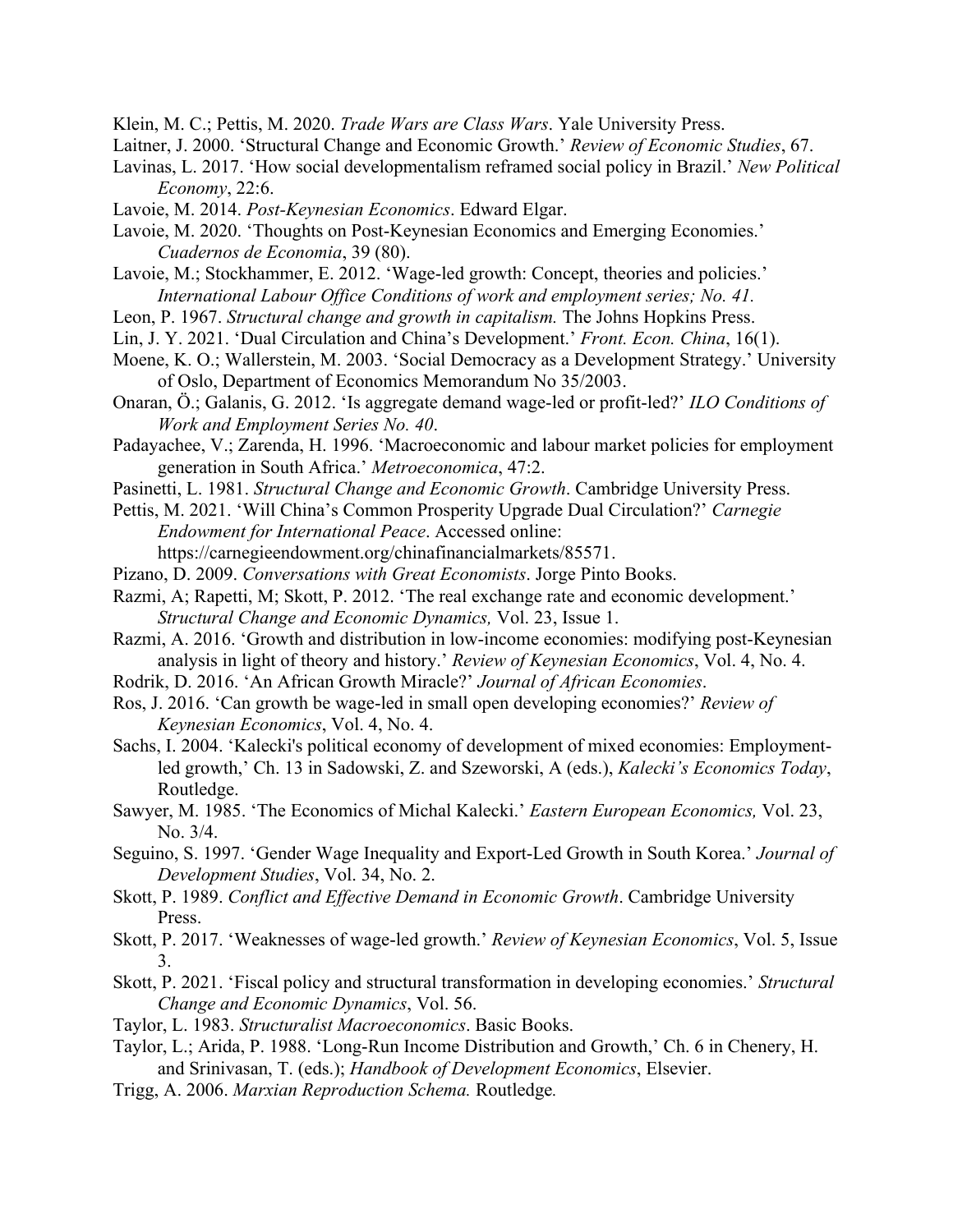Klein, M. C.; Pettis, M. 2020. *Trade Wars are Class Wars*. Yale University Press.

Laitner, J. 2000. 'Structural Change and Economic Growth.' *Review of Economic Studies*, 67.

Lavinas, L. 2017. 'How social developmentalism reframed social policy in Brazil.' *New Political Economy*, 22:6.

Lavoie, M. 2014. *Post-Keynesian Economics*. Edward Elgar.

Lavoie, M. 2020. 'Thoughts on Post-Keynesian Economics and Emerging Economies.' *Cuadernos de Economia*, 39 (80).

Lavoie, M.; Stockhammer, E. 2012. 'Wage-led growth: Concept, theories and policies.' *International Labour Office Conditions of work and employment series; No. 41.*

Leon, P. 1967. *Structural change and growth in capitalism.* The Johns Hopkins Press.

Lin, J. Y. 2021. 'Dual Circulation and China's Development.' *Front. Econ. China*, 16(1).

Moene, K. O.; Wallerstein, M. 2003. 'Social Democracy as a Development Strategy.' University of Oslo, Department of Economics Memorandum No 35/2003.

Onaran, Ö.; Galanis, G. 2012. 'Is aggregate demand wage-led or profit-led?' *ILO Conditions of Work and Employment Series No. 40*.

Padayachee, V.; Zarenda, H. 1996. 'Macroeconomic and labour market policies for employment generation in South Africa.' *Metroeconomica*, 47:2.

Pasinetti, L. 1981. *Structural Change and Economic Growth*. Cambridge University Press.

Pettis, M. 2021. 'Will China's Common Prosperity Upgrade Dual Circulation?' *Carnegie Endowment for International Peace*. Accessed online: https://carnegieendowment.org/chinafinancialmarkets/85571.

Pizano, D. 2009. *Conversations with Great Economists*. Jorge Pinto Books.

Razmi, A; Rapetti, M; Skott, P. 2012. 'The real exchange rate and economic development.' *Structural Change and Economic Dynamics,* Vol. 23, Issue 1.

Razmi, A. 2016. 'Growth and distribution in low-income economies: modifying post-Keynesian analysis in light of theory and history.' *Review of Keynesian Economics*, Vol. 4, No. 4.

Rodrik, D. 2016. 'An African Growth Miracle?' *Journal of African Economies*.

Ros, J. 2016. 'Can growth be wage-led in small open developing economies?' *Review of Keynesian Economics*, Vol. 4, No. 4.

Sachs, I. 2004. 'Kalecki's political economy of development of mixed economies: Employment-led growth,' Ch. 13 in Sadowski, Z. and Szeworski, A (eds.), *Kalecki's Economics Today*, Routledge.

Sawyer, M. 1985. 'The Economics of Michal Kalecki.' *Eastern European Economics,* Vol. 23, No. 3/4.

Seguino, S. 1997. 'Gender Wage Inequality and Export-Led Growth in South Korea.' *Journal of Development Studies*, Vol. 34, No. 2.

Skott, P. 1989. *Conflict and Effective Demand in Economic Growth*. Cambridge University Press.

Skott, P. 2017. 'Weaknesses of wage-led growth.' *Review of Keynesian Economics*, Vol. 5, Issue 3.

Skott, P. 2021. 'Fiscal policy and structural transformation in developing economies.' *Structural Change and Economic Dynamics*, Vol. 56.

Taylor, L. 1983. *Structuralist Macroeconomics*. Basic Books.

Taylor, L.; Arida, P. 1988. 'Long-Run Income Distribution and Growth,' Ch. 6 in Chenery, H. and Srinivasan, T. (eds.); *Handbook of Development Economics*, Elsevier.

Trigg, A. 2006. *Marxian Reproduction Schema.* Routledge*.*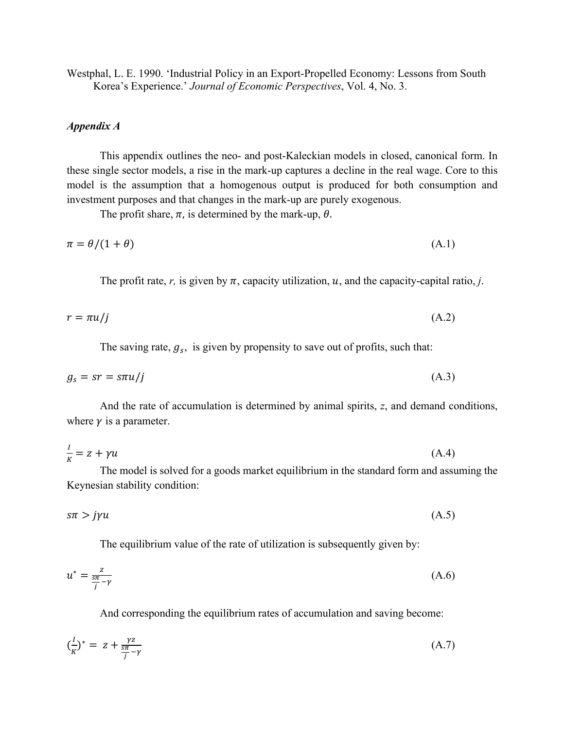Westphal, L. E. 1990. 'Industrial Policy in an Export-Propelled Economy: Lessons from South Korea's Experience.' *Journal of Economic Perspectives*, Vol. 4, No. 3.

***Appendix A***

This appendix outlines the neo- and post-Kaleckian models in closed, canonical form. In these single sector models, a rise in the mark-up captures a decline in the real wage. Core to this model is the assumption that a homogenous output is produced for both consumption and investment purposes and that changes in the mark-up are purely exogenous.

The profit share, $\pi$, is determined by the mark-up, $\theta$.

$$\pi = \theta/(1+\theta) \tag{A.1}$$

The profit rate, $r$, is given by $\pi$, capacity utilization, $u$, and the capacity-capital ratio, $j$.

$$r = \pi u/j \tag{A.2}$$

The saving rate, $g_s$, is given by propensity to save out of profits, such that:

$$g_s = sr = s\pi u/j \tag{A.3}$$

And the rate of accumulation is determined by animal spirits, $z$, and demand conditions, where $\gamma$ is a parameter.

$$\frac{I}{K} = z + \gamma u \tag{A.4}$$

The model is solved for a goods market equilibrium in the standard form and assuming the Keynesian stability condition:

$$s\pi > j\gamma u \tag{A.5}$$

The equilibrium value of the rate of utilization is subsequently given by:

$$u^* = \frac{z}{\frac{s\pi}{j} - \gamma} \tag{A.6}$$

And corresponding the equilibrium rates of accumulation and saving become:

$$\left(\frac{I}{K}\right)^* = z + \frac{\gamma z}{\frac{s\pi}{j} - \gamma} \tag{A.7}$$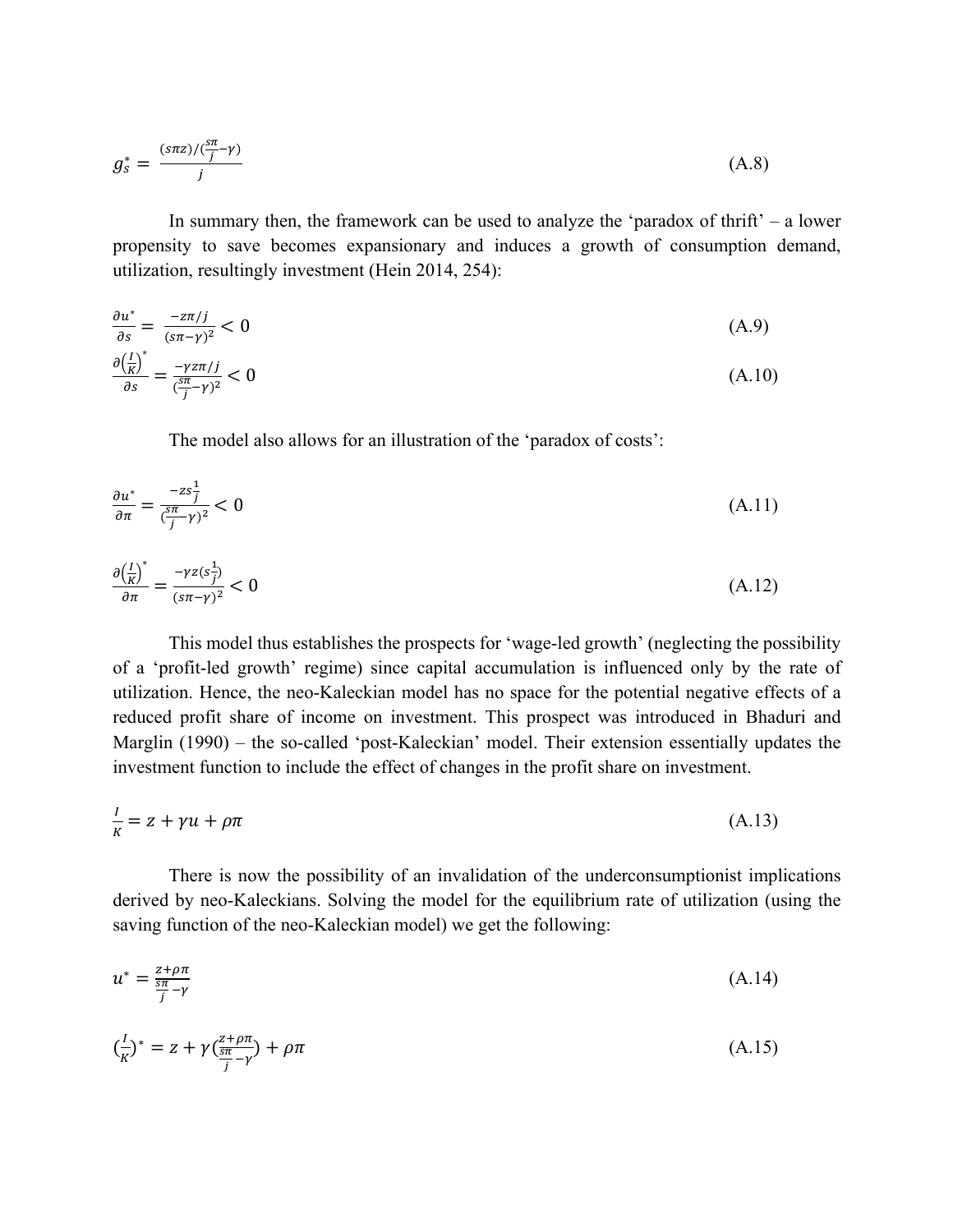$$g_s^* = \frac{(s\pi z)/(\frac{s\pi}{j} - \gamma)}{j} \tag{A.8}$$

In summary then, the framework can be used to analyze the 'paradox of thrift' – a lower propensity to save becomes expansionary and induces a growth of consumption demand, utilization, resultingly investment (Hein 2014, 254):

$$\frac{\partial u^*}{\partial s} = \frac{-z\pi/j}{(s\pi - \gamma)^2} < 0 \tag{A.9}$$

$$\frac{\partial \left(\frac{I}{K}\right)^*}{\partial s} = \frac{-\gamma z\pi/j}{(\frac{s\pi}{j} - \gamma)^2} < 0 \tag{A.10}$$

The model also allows for an illustration of the 'paradox of costs':

$$\frac{\partial u^*}{\partial \pi} = \frac{-zs\frac{1}{j}}{(\frac{s\pi}{j} - \gamma)^2} < 0 \tag{A.11}$$

$$\frac{\partial \left(\frac{I}{K}\right)^*}{\partial \pi} = \frac{-\gamma z(s\frac{1}{j})}{(s\pi - \gamma)^2} < 0 \tag{A.12}$$

This model thus establishes the prospects for 'wage-led growth' (neglecting the possibility of a 'profit-led growth' regime) since capital accumulation is influenced only by the rate of utilization. Hence, the neo-Kaleckian model has no space for the potential negative effects of a reduced profit share of income on investment. This prospect was introduced in Bhaduri and Marglin (1990) – the so-called 'post-Kaleckian' model. Their extension essentially updates the investment function to include the effect of changes in the profit share on investment.

$$\frac{I}{K} = z + \gamma u + \rho\pi \tag{A.13}$$

There is now the possibility of an invalidation of the underconsumptionist implications derived by neo-Kaleckians. Solving the model for the equilibrium rate of utilization (using the saving function of the neo-Kaleckian model) we get the following:

$$u^* = \frac{z + \rho\pi}{\frac{s\pi}{j} - \gamma} \tag{A.14}$$

$$\left(\frac{I}{K}\right)^* = z + \gamma\left(\frac{z + \rho\pi}{\frac{s\pi}{j} - \gamma}\right) + \rho\pi \tag{A.15}$$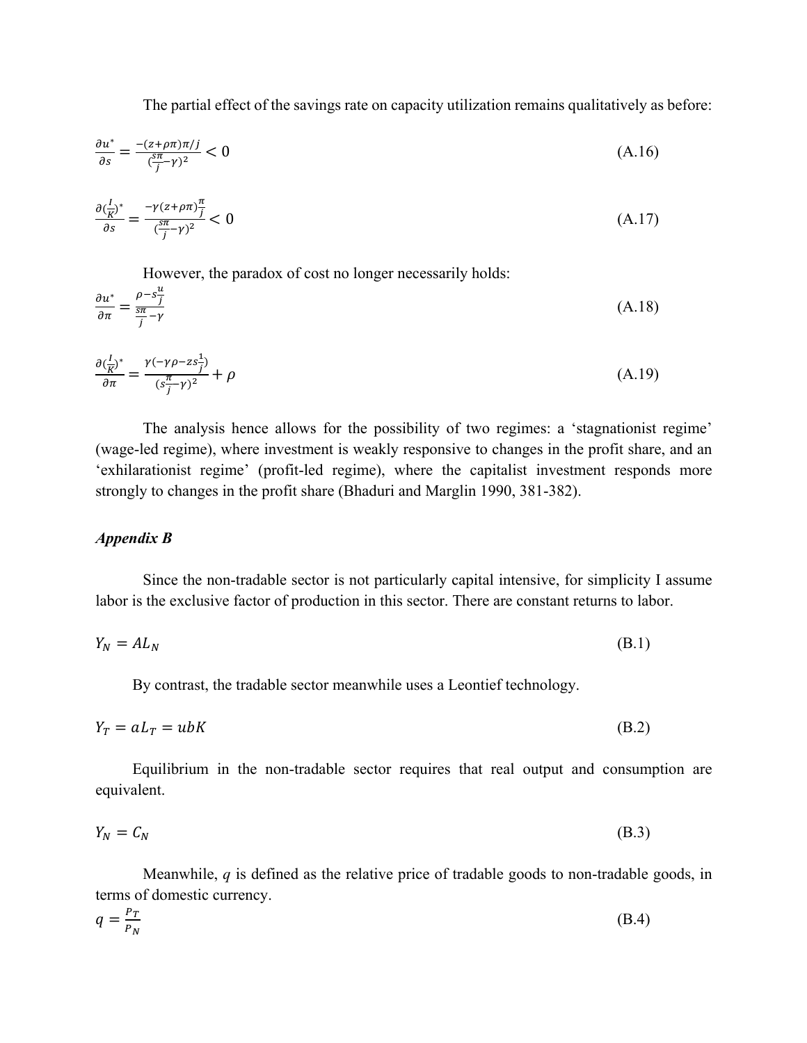The partial effect of the savings rate on capacity utilization remains qualitatively as before:

$$\frac{\partial u^*}{\partial s} = \frac{-(z+\rho\pi)\pi/j}{(\frac{s\pi}{j}-\gamma)^2} < 0 \tag{A.16}$$

$$\frac{\partial (\frac{I}{K})^*}{\partial s} = \frac{-\gamma(z+\rho\pi)\frac{\pi}{j}}{(\frac{s\pi}{j}-\gamma)^2} < 0 \tag{A.17}$$

However, the paradox of cost no longer necessarily holds:

$$\frac{\partial u^*}{\partial \pi} = \frac{\rho - s\frac{u}{j}}{\frac{s\pi}{j}-\gamma} \tag{A.18}$$

$$\frac{\partial (\frac{I}{K})^*}{\partial \pi} = \frac{\gamma(-\gamma\rho - zs\frac{1}{j})}{(s\frac{\pi}{j}-\gamma)^2} + \rho \tag{A.19}$$

The analysis hence allows for the possibility of two regimes: a 'stagnationist regime' (wage-led regime), where investment is weakly responsive to changes in the profit share, and an 'exhilarationist regime' (profit-led regime), where the capitalist investment responds more strongly to changes in the profit share (Bhaduri and Marglin 1990, 381-382).

### *Appendix B*

Since the non-tradable sector is not particularly capital intensive, for simplicity I assume labor is the exclusive factor of production in this sector. There are constant returns to labor.

$$Y_N = AL_N \tag{B.1}$$

By contrast, the tradable sector meanwhile uses a Leontief technology.

$$Y_T = aL_T = ubK \tag{B.2}$$

Equilibrium in the non-tradable sector requires that real output and consumption are equivalent.

$$Y_N = C_N \tag{B.3}$$

Meanwhile, $q$ is defined as the relative price of tradable goods to non-tradable goods, in terms of domestic currency.

$$q = \frac{P_T}{P_N} \tag{B.4}$$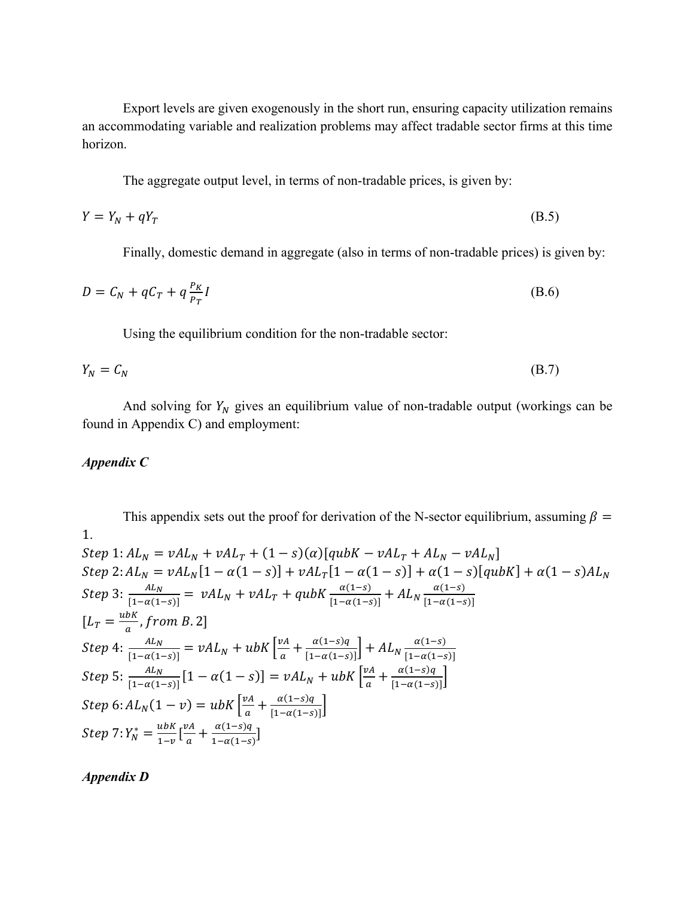Export levels are given exogenously in the short run, ensuring capacity utilization remains an accommodating variable and realization problems may affect tradable sector firms at this time horizon.

The aggregate output level, in terms of non-tradable prices, is given by:

$$Y = Y_N + qY_T \tag{B.5}$$

Finally, domestic demand in aggregate (also in terms of non-tradable prices) is given by:

$$D = C_N + qC_T + q\frac{P_K}{P_T}I \tag{B.6}$$

Using the equilibrium condition for the non-tradable sector:

$$Y_N = C_N \tag{B.7}$$

And solving for $Y_N$ gives an equilibrium value of non-tradable output (workings can be found in Appendix C) and employment:

### *Appendix C*

This appendix sets out the proof for derivation of the N-sector equilibrium, assuming $\beta = 1$.

$Step\ 1: AL_N = vAL_N + vAL_T + (1-s)(\alpha)[qubK - vAL_T + AL_N - vAL_N]$

$Step\ 2: AL_N = vAL_N[1-\alpha(1-s)] + vAL_T[1-\alpha(1-s)] + \alpha(1-s)[qubK] + \alpha(1-s)AL_N$

$Step\ 3: \frac{AL_N}{[1-\alpha(1-s)]} = vAL_N + vAL_T + qubK\frac{\alpha(1-s)}{[1-\alpha(1-s)]} + AL_N\frac{\alpha(1-s)}{[1-\alpha(1-s)]}$

$[L_T = \frac{ubK}{a}, from\ B.2]$

$Step\ 4: \frac{AL_N}{[1-\alpha(1-s)]} = vAL_N + ubK\left[\frac{vA}{a} + \frac{\alpha(1-s)q}{[1-\alpha(1-s)]}\right] + AL_N\frac{\alpha(1-s)}{[1-\alpha(1-s)]}$

$Step\ 5: \frac{AL_N}{[1-\alpha(1-s)]}[1-\alpha(1-s)] = vAL_N + ubK\left[\frac{vA}{a} + \frac{\alpha(1-s)q}{[1-\alpha(1-s)]}\right]$

$Step\ 6: AL_N(1-v) = ubK\left[\frac{vA}{a} + \frac{\alpha(1-s)q}{[1-\alpha(1-s)]}\right]$

$Step\ 7: Y_N^* = \frac{ubK}{1-v}\left[\frac{vA}{a} + \frac{\alpha(1-s)q}{1-\alpha(1-s)}\right]$

### *Appendix D*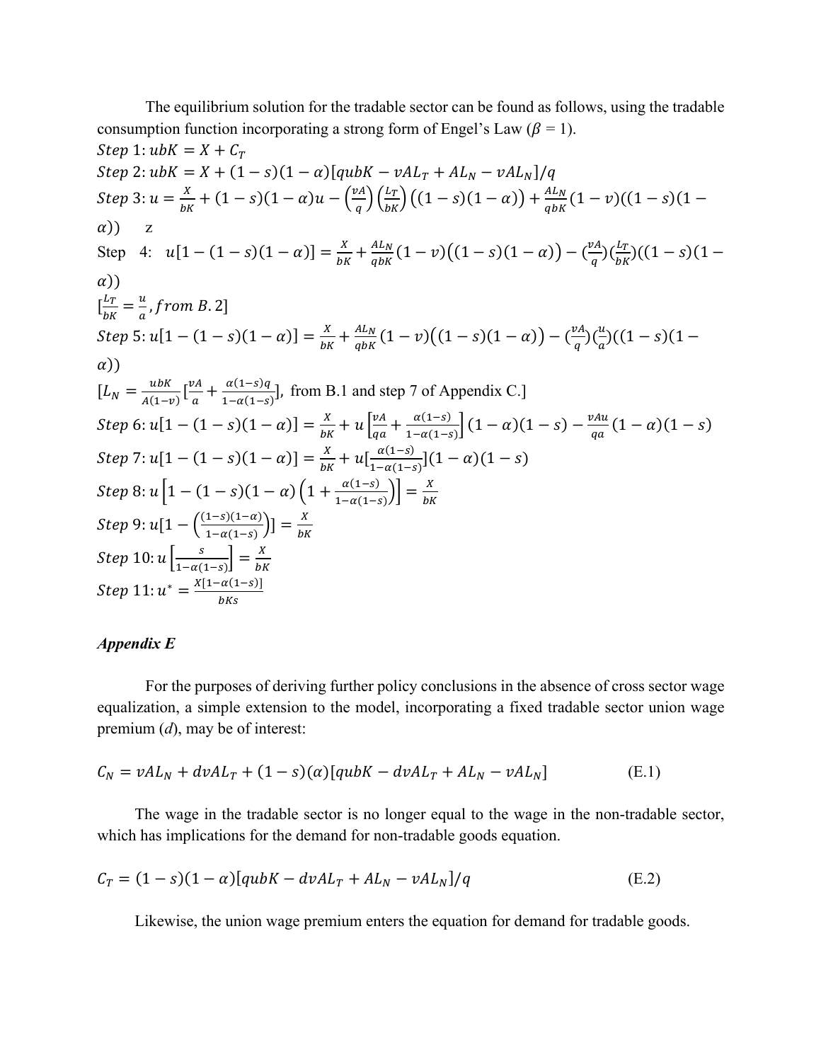The equilibrium solution for the tradable sector can be found as follows, using the tradable consumption function incorporating a strong form of Engel's Law ($\beta$ = 1).

$Step\ 1: ubK = X + C_T$

$Step\ 2: ubK = X + (1-s)(1-\alpha)[qubK - vAL_T + AL_N - vAL_N]/q$

$Step\ 3: u = \frac{X}{bK} + (1-s)(1-\alpha)u - \left(\frac{vA}{q}\right)\left(\frac{L_T}{bK}\right)\left((1-s)(1-\alpha)\right) + \frac{AL_N}{qbK}(1-v)((1-s)(1-\alpha))$ z

Step 4: $u[1-(1-s)(1-\alpha)] = \frac{X}{bK} + \frac{AL_N}{qbK}(1-v)\left((1-s)(1-\alpha)\right) - (\frac{vA}{q})(\frac{L_T}{bK})((1-s)(1-\alpha))$

$[\frac{L_T}{bK} = \frac{u}{a}, from\ B.2]$

$Step\ 5: u[1-(1-s)(1-\alpha)] = \frac{X}{bK} + \frac{AL_N}{qbK}(1-v)\left((1-s)(1-\alpha)\right) - (\frac{vA}{q})(\frac{u}{a})((1-s)(1-\alpha))$

$[L_N = \frac{ubK}{A(1-v)}[\frac{vA}{a} + \frac{\alpha(1-s)q}{1-\alpha(1-s)}]$, from B.1 and step 7 of Appendix C.]

$Step\ 6: u[1-(1-s)(1-\alpha)] = \frac{X}{bK} + u\left[\frac{vA}{qa} + \frac{\alpha(1-s)}{1-\alpha(1-s)}\right](1-\alpha)(1-s) - \frac{vAu}{qa}(1-\alpha)(1-s)$

$Step\ 7: u[1-(1-s)(1-\alpha)] = \frac{X}{bK} + u[\frac{\alpha(1-s)}{1-\alpha(1-s)}](1-\alpha)(1-s)$

$Step\ 8: u\left[1-(1-s)(1-\alpha)\left(1+\frac{\alpha(1-s)}{1-\alpha(1-s)}\right)\right] = \frac{X}{bK}$

$Step\ 9: u[1-\left(\frac{(1-s)(1-\alpha)}{1-\alpha(1-s)}\right)] = \frac{X}{bK}$

$Step\ 10: u\left[\frac{s}{1-\alpha(1-s)}\right] = \frac{X}{bK}$

$Step\ 11: u^* = \frac{X[1-\alpha(1-s)]}{bKs}$

### *Appendix E*

For the purposes of deriving further policy conclusions in the absence of cross sector wage equalization, a simple extension to the model, incorporating a fixed tradable sector union wage premium ($d$), may be of interest:

$$C_N = vAL_N + dvAL_T + (1-s)(\alpha)[qubK - dvAL_T + AL_N - vAL_N] \qquad (E.1)$$

The wage in the tradable sector is no longer equal to the wage in the non-tradable sector, which has implications for the demand for non-tradable goods equation.

$$C_T = (1-s)(1-\alpha)[qubK - dvAL_T + AL_N - vAL_N]/q \qquad (E.2)$$

Likewise, the union wage premium enters the equation for demand for tradable goods.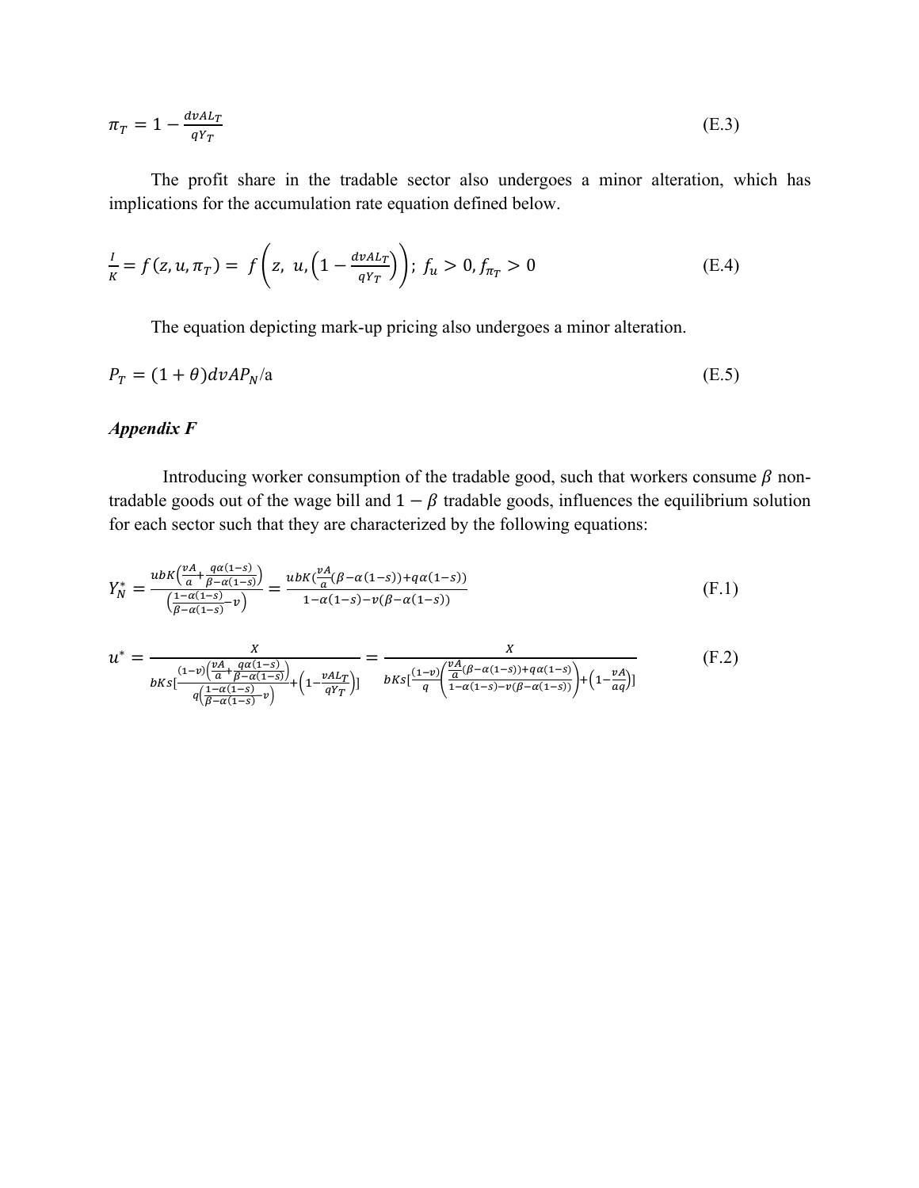$$\pi_T = 1 - \frac{dvAL_T}{qY_T} \tag{E.3}$$

The profit share in the tradable sector also undergoes a minor alteration, which has implications for the accumulation rate equation defined below.

$$\frac{I}{K} = f(z, u, \pi_T) = f\left(z,\ u, \left(1 - \frac{dvAL_T}{qY_T}\right)\right);\ f_u > 0, f_{\pi_T} > 0 \tag{E.4}$$

The equation depicting mark-up pricing also undergoes a minor alteration.

$$P_T = (1 + \theta)dvAP_N/\text{a} \tag{E.5}$$

### *Appendix F*

Introducing worker consumption of the tradable good, such that workers consume $\beta$ non-tradable goods out of the wage bill and $1 - \beta$ tradable goods, influences the equilibrium solution for each sector such that they are characterized by the following equations:

$$Y_N^* = \frac{ubK\left(\frac{vA}{a} + \frac{q\alpha(1-s)}{\beta - \alpha(1-s)}\right)}{\left(\frac{1-\alpha(1-s)}{\beta - \alpha(1-s)} - v\right)} = \frac{ubK\left(\frac{vA}{a}(\beta - \alpha(1-s)) + q\alpha(1-s)\right)}{1 - \alpha(1-s) - v(\beta - \alpha(1-s))} \tag{F.1}$$

$$u^* = \frac{X}{bKs\left[\frac{(1-v)\left(\frac{vA}{a} + \frac{q\alpha(1-s)}{\beta - \alpha(1-s)}\right)}{q\left(\frac{1-\alpha(1-s)}{\beta-\alpha(1-s)} - v\right)} + \left(1 - \frac{vAL_T}{qY_T}\right)\right]} = \frac{X}{bKs\left[\frac{(1-v)}{q}\left(\frac{\frac{vA}{a}(\beta - \alpha(1-s)) + q\alpha(1-s)}{1 - \alpha(1-s) - v(\beta - \alpha(1-s))}\right) + \left(1 - \frac{vA}{aq}\right)\right]} \tag{F.2}$$